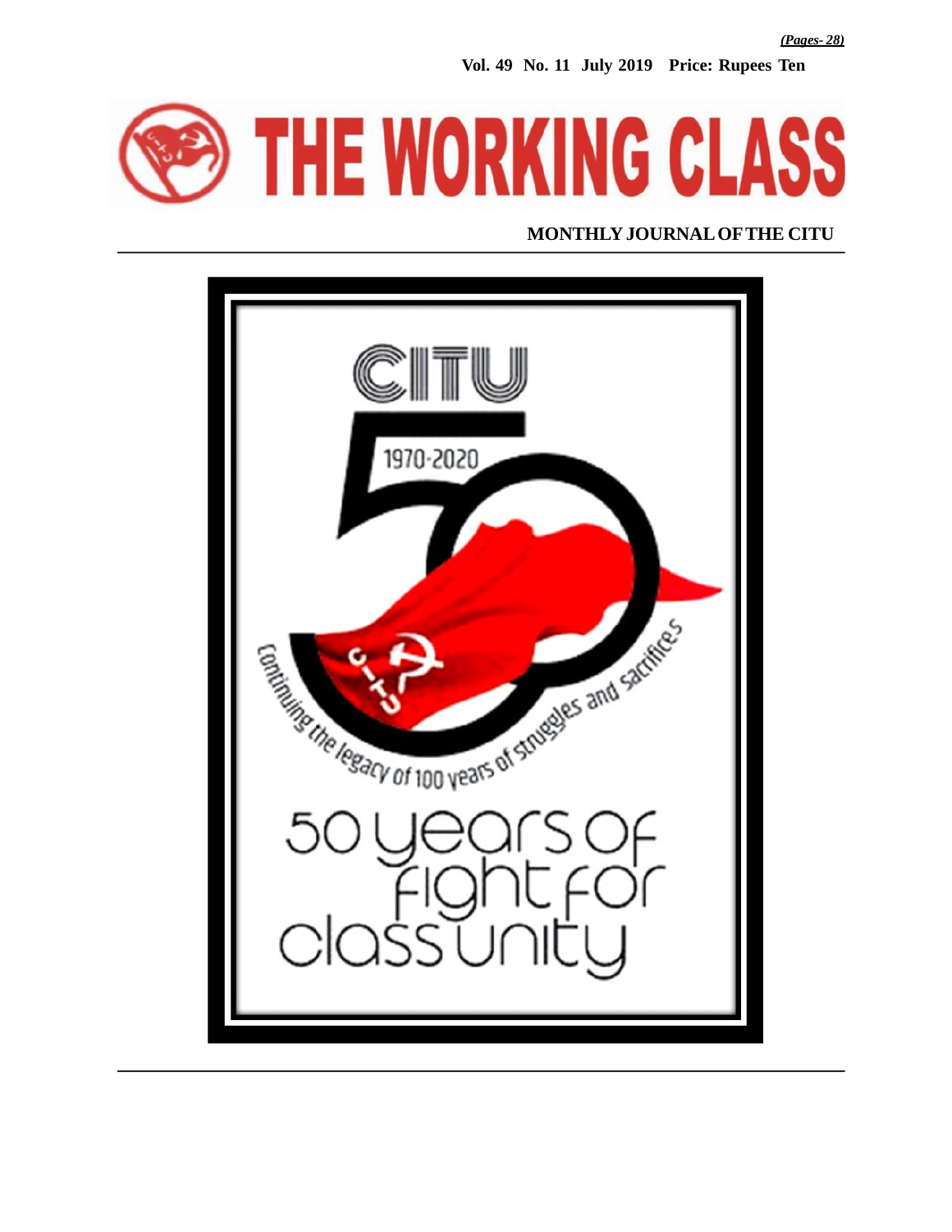*(Pages- 28)*

**Vol. 49 No. 11 July 2019 Price: Rupees Ten**

# THE WORKING CLASS

**MONTHLY JOURNAL OF THE CITU**

CITU

1970-2020

Continuing the legacy of 100 years of struggles and sacrifices

50 years of fight for class unity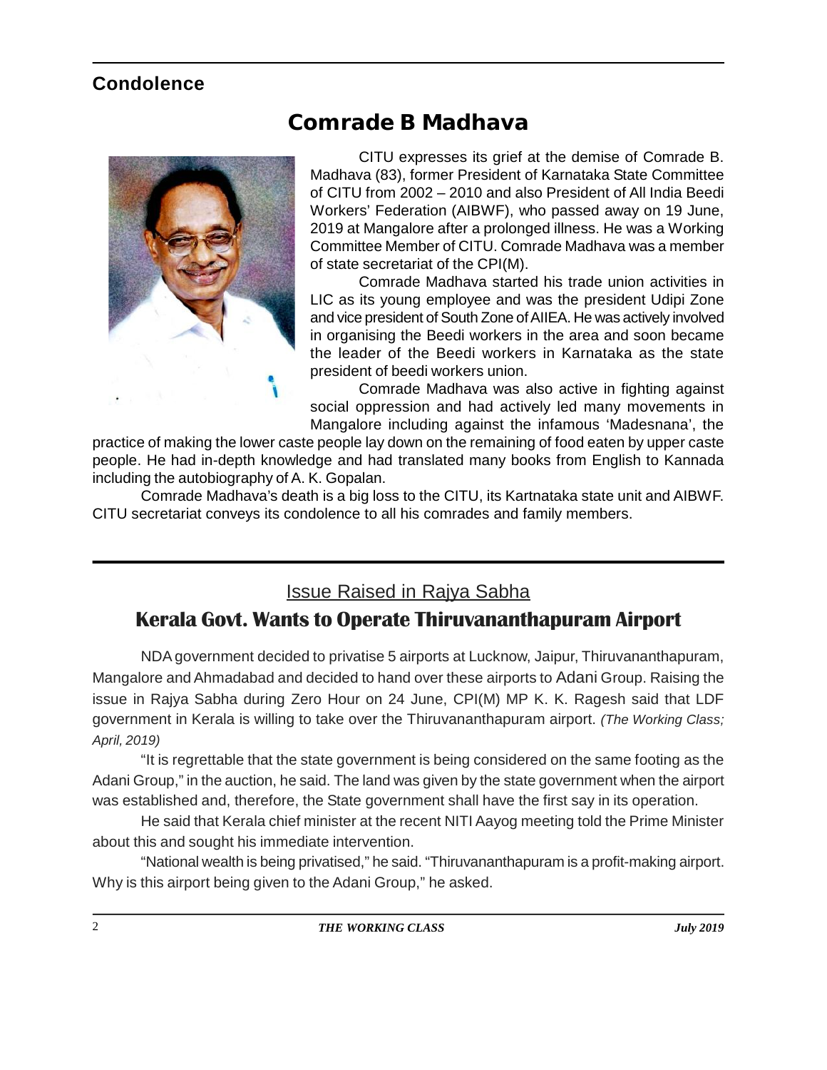## Condolence

# Comrade B Madhava

CITU expresses its grief at the demise of Comrade B. Madhava (83), former President of Karnataka State Committee of CITU from 2002 – 2010 and also President of All India Beedi Workers' Federation (AIBWF), who passed away on 19 June, 2019 at Mangalore after a prolonged illness. He was a Working Committee Member of CITU. Comrade Madhava was a member of state secretariat of the CPI(M).

Comrade Madhava started his trade union activities in LIC as its young employee and was the president Udipi Zone and vice president of South Zone of AIIEA. He was actively involved in organising the Beedi workers in the area and soon became the leader of the Beedi workers in Karnataka as the state president of beedi workers union.

Comrade Madhava was also active in fighting against social oppression and had actively led many movements in Mangalore including against the infamous 'Madesnana', the practice of making the lower caste people lay down on the remaining of food eaten by upper caste people. He had in-depth knowledge and had translated many books from English to Kannada including the autobiography of A. K. Gopalan.

Comrade Madhava's death is a big loss to the CITU, its Kartnataka state unit and AIBWF. CITU secretariat conveys its condolence to all his comrades and family members.

---

Issue Raised in Rajya Sabha

## Kerala Govt. Wants to Operate Thiruvananthapuram Airport

NDA government decided to privatise 5 airports at Lucknow, Jaipur, Thiruvananthapuram, Mangalore and Ahmadabad and decided to hand over these airports to Adani Group. Raising the issue in Rajya Sabha during Zero Hour on 24 June, CPI(M) MP K. K. Ragesh said that LDF government in Kerala is willing to take over the Thiruvananthapuram airport. *(The Working Class; April, 2019)*

"It is regrettable that the state government is being considered on the same footing as the Adani Group," in the auction, he said. The land was given by the state government when the airport was established and, therefore, the State government shall have the first say in its operation.

He said that Kerala chief minister at the recent NITI Aayog meeting told the Prime Minister about this and sought his immediate intervention.

"National wealth is being privatised," he said. "Thiruvananthapuram is a profit-making airport. Why is this airport being given to the Adani Group," he asked.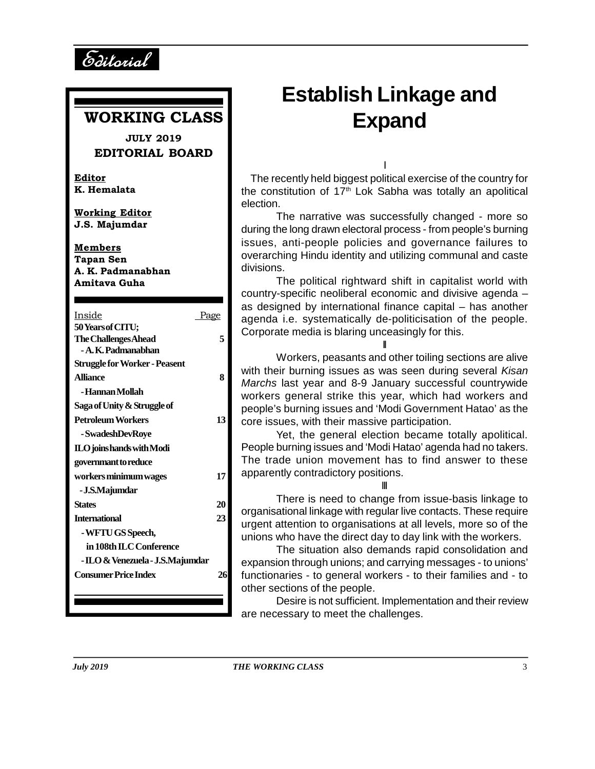Editorial

**WORKING CLASS**

**JULY 2019**

**EDITORIAL BOARD**

**Editor**
**K. Hemalata**

**Working Editor**
**J.S. Majumdar**

**Members**
**Tapan Sen**
**A. K. Padmanabhan**
**Amitava Guha**

| Inside | Page |
|---|---|
| **50 Years of CITU; The Challenges Ahead** - A. K. Padmanabhan | **5** |
| **Struggle for Worker - Peasent Alliance** - Hannan Mollah | **8** |
| **Saga of Unity & Struggle of Petroleum Workers** - Swadesh Dev Roye | **13** |
| **ILO joins hands with Modi governmant to reduce workers minimum wages** - J.S.Majumdar | **17** |
| **States** | **20** |
| **International** - WFTU GS Speech, in 108th ILC Conference - ILO & Venezuela - J.S.Majumdar | **23** |
| **Consumer Price Index** | **26** |

# Establish Linkage and Expand

I

The recently held biggest political exercise of the country for the constitution of 17th Lok Sabha was totally an apolitical election.

The narrative was successfully changed - more so during the long drawn electoral process - from people's burning issues, anti-people policies and governance failures to overarching Hindu identity and utilizing communal and caste divisions.

The political rightward shift in capitalist world with country-specific neoliberal economic and divisive agenda – as designed by international finance capital – has another agenda i.e. systematically de-politicisation of the people. Corporate media is blaring unceasingly for this.

II

Workers, peasants and other toiling sections are alive with their burning issues as was seen during several *Kisan Marchs* last year and 8-9 January successful countrywide workers general strike this year, which had workers and people's burning issues and 'Modi Government Hatao' as the core issues, with their massive participation.

Yet, the general election became totally apolitical. People burning issues and 'Modi Hatao' agenda had no takers. The trade union movement has to find answer to these apparently contradictory positions.

III

There is need to change from issue-basis linkage to organisational linkage with regular live contacts. These require urgent attention to organisations at all levels, more so of the unions who have the direct day to day link with the workers.

The situation also demands rapid consolidation and expansion through unions; and carrying messages - to unions' functionaries - to general workers - to their families and - to other sections of the people.

Desire is not sufficient. Implementation and their review are necessary to meet the challenges.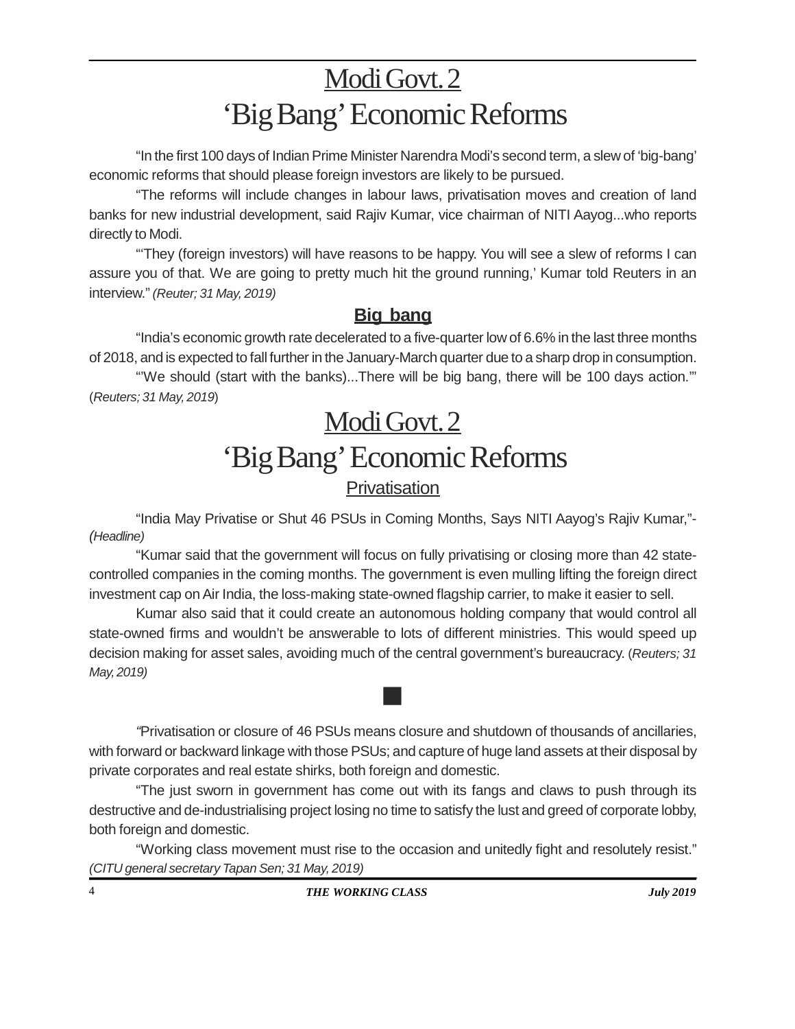# Modi Govt. 2
# 'Big Bang' Economic Reforms

"In the first 100 days of Indian Prime Minister Narendra Modi's second term, a slew of 'big-bang' economic reforms that should please foreign investors are likely to be pursued.

"The reforms will include changes in labour laws, privatisation moves and creation of land banks for new industrial development, said Rajiv Kumar, vice chairman of NITI Aayog...who reports directly to Modi.

"'They (foreign investors) will have reasons to be happy. You will see a slew of reforms I can assure you of that. We are going to pretty much hit the ground running,' Kumar told Reuters in an interview." *(Reuter; 31 May, 2019)*

### Big bang

"India's economic growth rate decelerated to a five-quarter low of 6.6% in the last three months of 2018, and is expected to fall further in the January-March quarter due to a sharp drop in consumption.

"'We should (start with the banks)...There will be big bang, there will be 100 days action.'" (*Reuters; 31 May, 2019*)

# Modi Govt. 2
# 'Big Bang' Economic Reforms

## Privatisation

"India May Privatise or Shut 46 PSUs in Coming Months, Says NITI Aayog's Rajiv Kumar,"- *(Headline)*

"Kumar said that the government will focus on fully privatising or closing more than 42 state-controlled companies in the coming months. The government is even mulling lifting the foreign direct investment cap on Air India, the loss-making state-owned flagship carrier, to make it easier to sell.

Kumar also said that it could create an autonomous holding company that would control all state-owned firms and wouldn't be answerable to lots of different ministries. This would speed up decision making for asset sales, avoiding much of the central government's bureaucracy. (*Reuters; 31 May, 2019)*

■

*"*Privatisation or closure of 46 PSUs means closure and shutdown of thousands of ancillaries, with forward or backward linkage with those PSUs; and capture of huge land assets at their disposal by private corporates and real estate shirks, both foreign and domestic.

"The just sworn in government has come out with its fangs and claws to push through its destructive and de-industrialising project losing no time to satisfy the lust and greed of corporate lobby, both foreign and domestic.

"Working class movement must rise to the occasion and unitedly fight and resolutely resist." *(CITU general secretary Tapan Sen; 31 May, 2019)*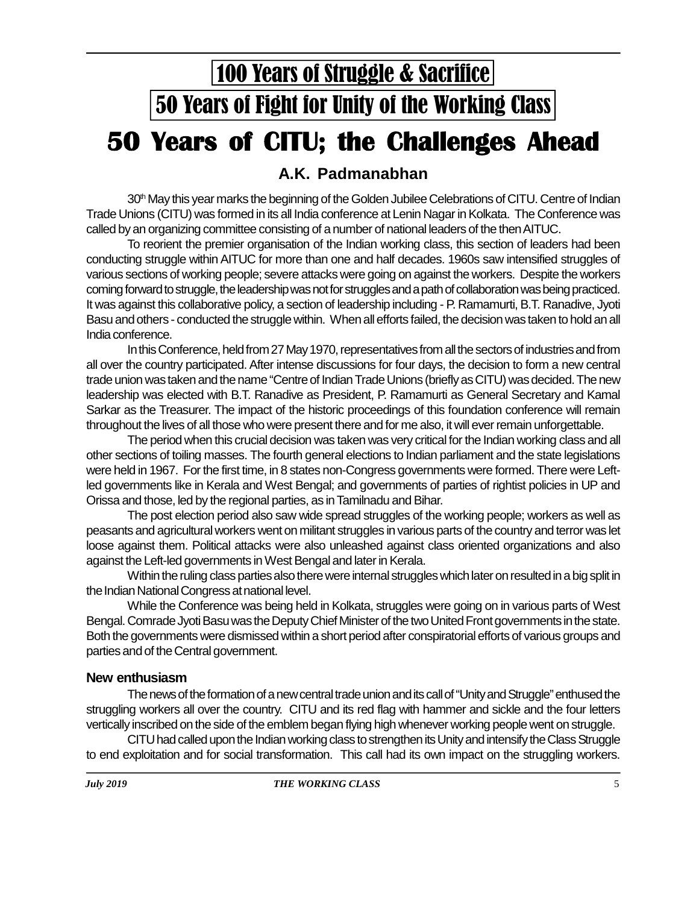# 100 Years of Struggle & Sacrifice

# 50 Years of Fight for Unity of the Working Class

# 50 Years of CITU; the Challenges Ahead

### A.K. Padmanabhan

30th May this year marks the beginning of the Golden Jubilee Celebrations of CITU. Centre of Indian Trade Unions (CITU) was formed in its all India conference at Lenin Nagar in Kolkata. The Conference was called by an organizing committee consisting of a number of national leaders of the then AITUC.

To reorient the premier organisation of the Indian working class, this section of leaders had been conducting struggle within AITUC for more than one and half decades. 1960s saw intensified struggles of various sections of working people; severe attacks were going on against the workers. Despite the workers coming forward to struggle, the leadership was not for struggles and a path of collaboration was being practiced. It was against this collaborative policy, a section of leadership including - P. Ramamurti, B.T. Ranadive, Jyoti Basu and others - conducted the struggle within. When all efforts failed, the decision was taken to hold an all India conference.

In this Conference, held from 27 May 1970, representatives from all the sectors of industries and from all over the country participated. After intense discussions for four days, the decision to form a new central trade union was taken and the name "Centre of Indian Trade Unions (briefly as CITU) was decided. The new leadership was elected with B.T. Ranadive as President, P. Ramamurti as General Secretary and Kamal Sarkar as the Treasurer. The impact of the historic proceedings of this foundation conference will remain throughout the lives of all those who were present there and for me also, it will ever remain unforgettable.

The period when this crucial decision was taken was very critical for the Indian working class and all other sections of toiling masses. The fourth general elections to Indian parliament and the state legislations were held in 1967. For the first time, in 8 states non-Congress governments were formed. There were Left-led governments like in Kerala and West Bengal; and governments of parties of rightist policies in UP and Orissa and those, led by the regional parties, as in Tamilnadu and Bihar.

The post election period also saw wide spread struggles of the working people; workers as well as peasants and agricultural workers went on militant struggles in various parts of the country and terror was let loose against them. Political attacks were also unleashed against class oriented organizations and also against the Left-led governments in West Bengal and later in Kerala.

Within the ruling class parties also there were internal struggles which later on resulted in a big split in the Indian National Congress at national level.

While the Conference was being held in Kolkata, struggles were going on in various parts of West Bengal. Comrade Jyoti Basu was the Deputy Chief Minister of the two United Front governments in the state. Both the governments were dismissed within a short period after conspiratorial efforts of various groups and parties and of the Central government.

#### New enthusiasm

The news of the formation of a new central trade union and its call of "Unity and Struggle" enthused the struggling workers all over the country. CITU and its red flag with hammer and sickle and the four letters vertically inscribed on the side of the emblem began flying high whenever working people went on struggle.

CITU had called upon the Indian working class to strengthen its Unity and intensify the Class Struggle to end exploitation and for social transformation. This call had its own impact on the struggling workers.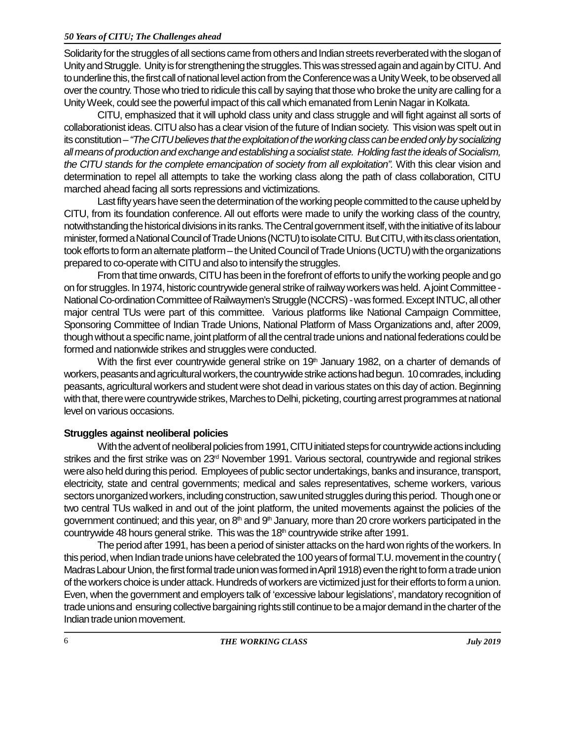Solidarity for the struggles of all sections came from others and Indian streets reverberated with the slogan of Unity and Struggle. Unity is for strengthening the struggles. This was stressed again and again by CITU. And to underline this, the first call of national level action from the Conference was a Unity Week, to be observed all over the country. Those who tried to ridicule this call by saying that those who broke the unity are calling for a Unity Week, could see the powerful impact of this call which emanated from Lenin Nagar in Kolkata.

CITU, emphasized that it will uphold class unity and class struggle and will fight against all sorts of collaborationist ideas. CITU also has a clear vision of the future of Indian society. This vision was spelt out in its constitution – *"The CITU believes that the exploitation of the working class can be ended only by socializing all means of production and exchange and establishing a socialist state. Holding fast the ideals of Socialism, the CITU stands for the complete emancipation of society from all exploitation".* With this clear vision and determination to repel all attempts to take the working class along the path of class collaboration, CITU marched ahead facing all sorts repressions and victimizations.

Last fifty years have seen the determination of the working people committed to the cause upheld by CITU, from its foundation conference. All out efforts were made to unify the working class of the country, notwithstanding the historical divisions in its ranks. The Central government itself, with the initiative of its labour minister, formed a National Council of Trade Unions (NCTU) to isolate CITU. But CITU, with its class orientation, took efforts to form an alternate platform – the United Council of Trade Unions (UCTU) with the organizations prepared to co-operate with CITU and also to intensify the struggles.

From that time onwards, CITU has been in the forefront of efforts to unify the working people and go on for struggles. In 1974, historic countrywide general strike of railway workers was held. A joint Committee - National Co-ordination Committee of Railwaymen's Struggle (NCCRS) - was formed. Except INTUC, all other major central TUs were part of this committee. Various platforms like National Campaign Committee, Sponsoring Committee of Indian Trade Unions, National Platform of Mass Organizations and, after 2009, though without a specific name, joint platform of all the central trade unions and national federations could be formed and nationwide strikes and struggles were conducted.

With the first ever countrywide general strike on 19th January 1982, on a charter of demands of workers, peasants and agricultural workers, the countrywide strike actions had begun. 10 comrades, including peasants, agricultural workers and student were shot dead in various states on this day of action. Beginning with that, there were countrywide strikes, Marches to Delhi, picketing, courting arrest programmes at national level on various occasions.

## Struggles against neoliberal policies

With the advent of neoliberal policies from 1991, CITU initiated steps for countrywide actions including strikes and the first strike was on 23rd November 1991. Various sectoral, countrywide and regional strikes were also held during this period. Employees of public sector undertakings, banks and insurance, transport, electricity, state and central governments; medical and sales representatives, scheme workers, various sectors unorganized workers, including construction, saw united struggles during this period. Though one or two central TUs walked in and out of the joint platform, the united movements against the policies of the government continued; and this year, on 8th and 9th January, more than 20 crore workers participated in the countrywide 48 hours general strike. This was the 18th countrywide strike after 1991.

The period after 1991, has been a period of sinister attacks on the hard won rights of the workers. In this period, when Indian trade unions have celebrated the 100 years of formal T.U. movement in the country ( Madras Labour Union, the first formal trade union was formed in April 1918) even the right to form a trade union of the workers choice is under attack. Hundreds of workers are victimized just for their efforts to form a union. Even, when the government and employers talk of 'excessive labour legislations', mandatory recognition of trade unions and ensuring collective bargaining rights still continue to be a major demand in the charter of the Indian trade union movement.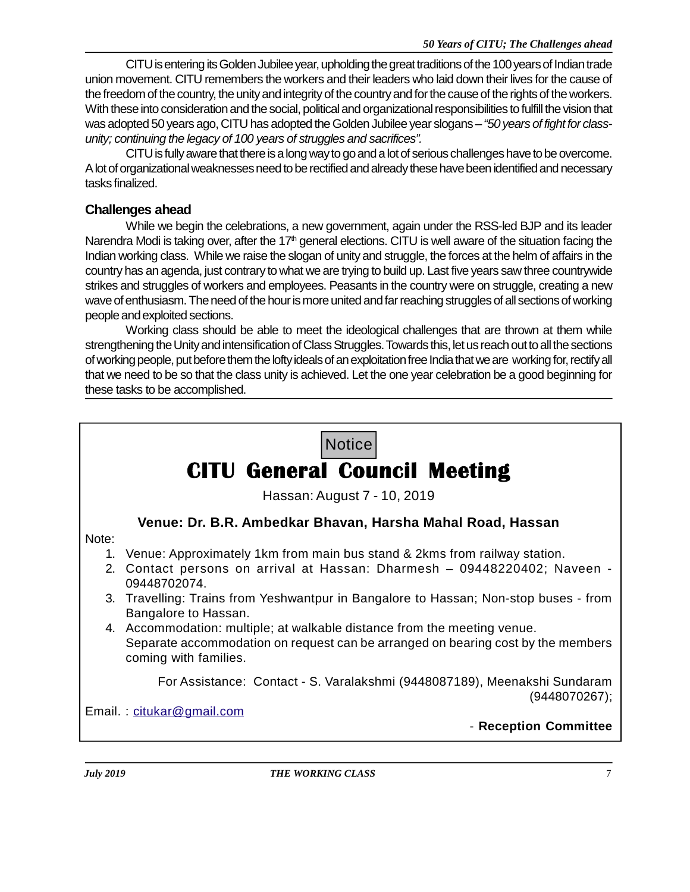CITU is entering its Golden Jubilee year, upholding the great traditions of the 100 years of Indian trade union movement. CITU remembers the workers and their leaders who laid down their lives for the cause of the freedom of the country, the unity and integrity of the country and for the cause of the rights of the workers. With these into consideration and the social, political and organizational responsibilities to fulfill the vision that was adopted 50 years ago, CITU has adopted the Golden Jubilee year slogans – *"50 years of fight for class-unity; continuing the legacy of 100 years of struggles and sacrifices".*

CITU is fully aware that there is a long way to go and a lot of serious challenges have to be overcome. A lot of organizational weaknesses need to be rectified and already these have been identified and necessary tasks finalized.

### Challenges ahead

While we begin the celebrations, a new government, again under the RSS-led BJP and its leader Narendra Modi is taking over, after the 17th general elections. CITU is well aware of the situation facing the Indian working class. While we raise the slogan of unity and struggle, the forces at the helm of affairs in the country has an agenda, just contrary to what we are trying to build up. Last five years saw three countrywide strikes and struggles of workers and employees. Peasants in the country were on struggle, creating a new wave of enthusiasm. The need of the hour is more united and far reaching struggles of all sections of working people and exploited sections.

Working class should be able to meet the ideological challenges that are thrown at them while strengthening the Unity and intensification of Class Struggles. Towards this, let us reach out to all the sections of working people, put before them the lofty ideals of an exploitation free India that we are working for, rectify all that we need to be so that the class unity is achieved. Let the one year celebration be a good beginning for these tasks to be accomplished.

---

Notice

## CITU General Council Meeting

Hassan: August 7 - 10, 2019

**Venue: Dr. B.R. Ambedkar Bhavan, Harsha Mahal Road, Hassan**

Note:

1. Venue: Approximately 1km from main bus stand & 2kms from railway station.
2. Contact persons on arrival at Hassan: Dharmesh – 09448220402; Naveen - 09448702074.
3. Travelling: Trains from Yeshwantpur in Bangalore to Hassan; Non-stop buses - from Bangalore to Hassan.
4. Accommodation: multiple; at walkable distance from the meeting venue.
   Separate accommodation on request can be arranged on bearing cost by the members coming with families.

For Assistance: Contact - S. Varalakshmi (9448087189), Meenakshi Sundaram (9448070267);

Email. : citukar@gmail.com

\- **Reception Committee**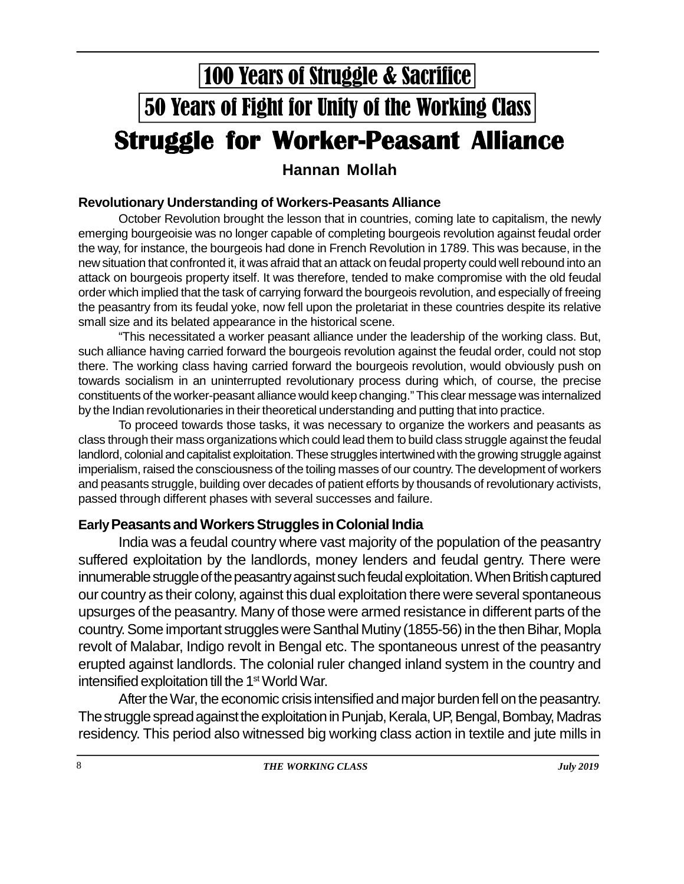# 100 Years of Struggle & Sacrifice

# 50 Years of Fight for Unity of the Working Class

# Struggle for Worker-Peasant Alliance

**Hannan Mollah**

### Revolutionary Understanding of Workers-Peasants Alliance

October Revolution brought the lesson that in countries, coming late to capitalism, the newly emerging bourgeoisie was no longer capable of completing bourgeois revolution against feudal order the way, for instance, the bourgeois had done in French Revolution in 1789. This was because, in the new situation that confronted it, it was afraid that an attack on feudal property could well rebound into an attack on bourgeois property itself. It was therefore, tended to make compromise with the old feudal order which implied that the task of carrying forward the bourgeois revolution, and especially of freeing the peasantry from its feudal yoke, now fell upon the proletariat in these countries despite its relative small size and its belated appearance in the historical scene.

"This necessitated a worker peasant alliance under the leadership of the working class. But, such alliance having carried forward the bourgeois revolution against the feudal order, could not stop there. The working class having carried forward the bourgeois revolution, would obviously push on towards socialism in an uninterrupted revolutionary process during which, of course, the precise constituents of the worker-peasant alliance would keep changing." This clear message was internalized by the Indian revolutionaries in their theoretical understanding and putting that into practice.

To proceed towards those tasks, it was necessary to organize the workers and peasants as class through their mass organizations which could lead them to build class struggle against the feudal landlord, colonial and capitalist exploitation. These struggles intertwined with the growing struggle against imperialism, raised the consciousness of the toiling masses of our country. The development of workers and peasants struggle, building over decades of patient efforts by thousands of revolutionary activists, passed through different phases with several successes and failure.

### Early Peasants and Workers Struggles in Colonial India

India was a feudal country where vast majority of the population of the peasantry suffered exploitation by the landlords, money lenders and feudal gentry. There were innumerable struggle of the peasantry against such feudal exploitation. When British captured our country as their colony, against this dual exploitation there were several spontaneous upsurges of the peasantry. Many of those were armed resistance in different parts of the country. Some important struggles were Santhal Mutiny (1855-56) in the then Bihar, Mopla revolt of Malabar, Indigo revolt in Bengal etc. The spontaneous unrest of the peasantry erupted against landlords. The colonial ruler changed inland system in the country and intensified exploitation till the 1st World War.

After the War, the economic crisis intensified and major burden fell on the peasantry. The struggle spread against the exploitation in Punjab, Kerala, UP, Bengal, Bombay, Madras residency. This period also witnessed big working class action in textile and jute mills in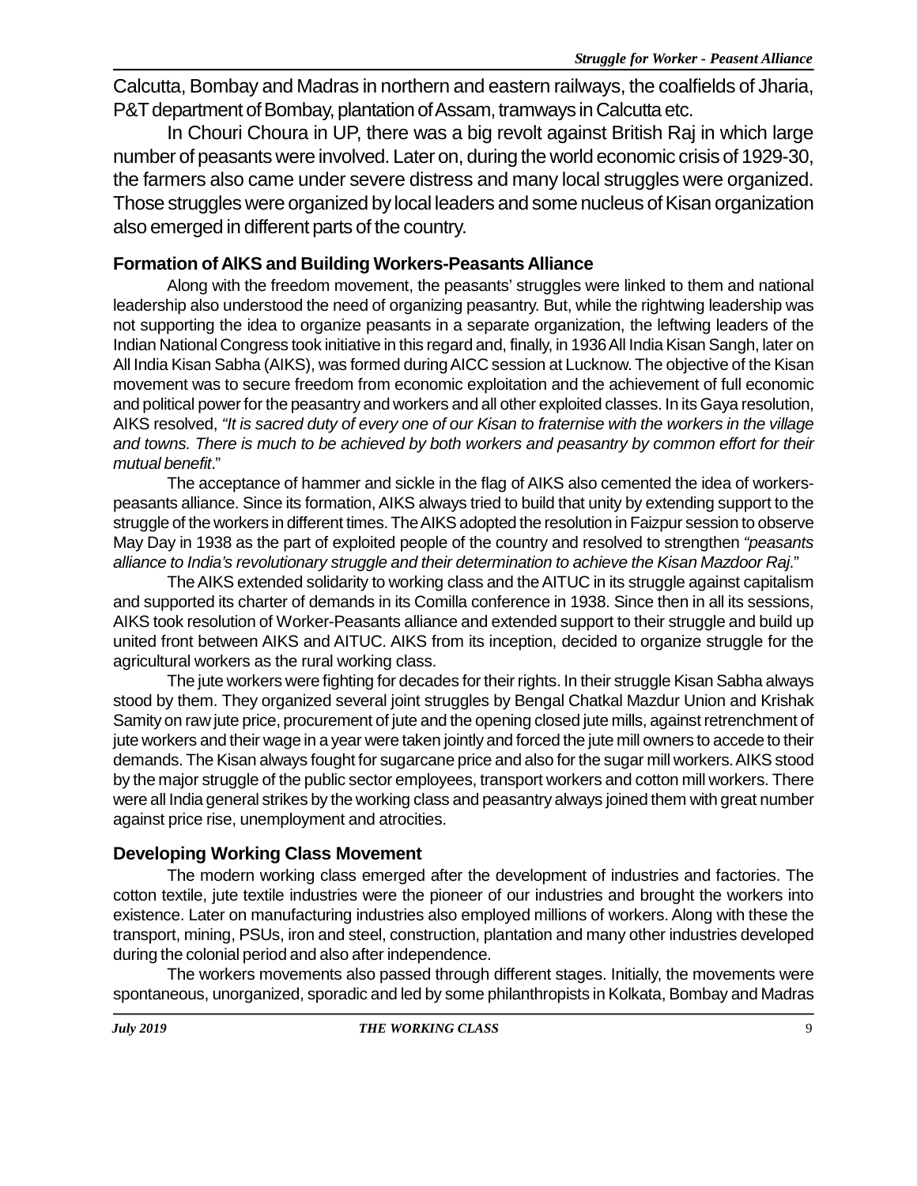Calcutta, Bombay and Madras in northern and eastern railways, the coalfields of Jharia, P&T department of Bombay, plantation of Assam, tramways in Calcutta etc.

In Chouri Choura in UP, there was a big revolt against British Raj in which large number of peasants were involved. Later on, during the world economic crisis of 1929-30, the farmers also came under severe distress and many local struggles were organized. Those struggles were organized by local leaders and some nucleus of Kisan organization also emerged in different parts of the country.

### Formation of AIKS and Building Workers-Peasants Alliance

Along with the freedom movement, the peasants' struggles were linked to them and national leadership also understood the need of organizing peasantry. But, while the rightwing leadership was not supporting the idea to organize peasants in a separate organization, the leftwing leaders of the Indian National Congress took initiative in this regard and, finally, in 1936 All India Kisan Sangh, later on All India Kisan Sabha (AIKS), was formed during AICC session at Lucknow. The objective of the Kisan movement was to secure freedom from economic exploitation and the achievement of full economic and political power for the peasantry and workers and all other exploited classes. In its Gaya resolution, AIKS resolved, *"It is sacred duty of every one of our Kisan to fraternise with the workers in the village and towns. There is much to be achieved by both workers and peasantry by common effort for their mutual benefit*."

The acceptance of hammer and sickle in the flag of AIKS also cemented the idea of workers-peasants alliance. Since its formation, AIKS always tried to build that unity by extending support to the struggle of the workers in different times. The AIKS adopted the resolution in Faizpur session to observe May Day in 1938 as the part of exploited people of the country and resolved to strengthen *"peasants alliance to India's revolutionary struggle and their determination to achieve the Kisan Mazdoor Raj*."

The AIKS extended solidarity to working class and the AITUC in its struggle against capitalism and supported its charter of demands in its Comilla conference in 1938. Since then in all its sessions, AIKS took resolution of Worker-Peasants alliance and extended support to their struggle and build up united front between AIKS and AITUC. AIKS from its inception, decided to organize struggle for the agricultural workers as the rural working class.

The jute workers were fighting for decades for their rights. In their struggle Kisan Sabha always stood by them. They organized several joint struggles by Bengal Chatkal Mazdur Union and Krishak Samity on raw jute price, procurement of jute and the opening closed jute mills, against retrenchment of jute workers and their wage in a year were taken jointly and forced the jute mill owners to accede to their demands. The Kisan always fought for sugarcane price and also for the sugar mill workers. AIKS stood by the major struggle of the public sector employees, transport workers and cotton mill workers. There were all India general strikes by the working class and peasantry always joined them with great number against price rise, unemployment and atrocities.

### Developing Working Class Movement

The modern working class emerged after the development of industries and factories. The cotton textile, jute textile industries were the pioneer of our industries and brought the workers into existence. Later on manufacturing industries also employed millions of workers. Along with these the transport, mining, PSUs, iron and steel, construction, plantation and many other industries developed during the colonial period and also after independence.

The workers movements also passed through different stages. Initially, the movements were spontaneous, unorganized, sporadic and led by some philanthropists in Kolkata, Bombay and Madras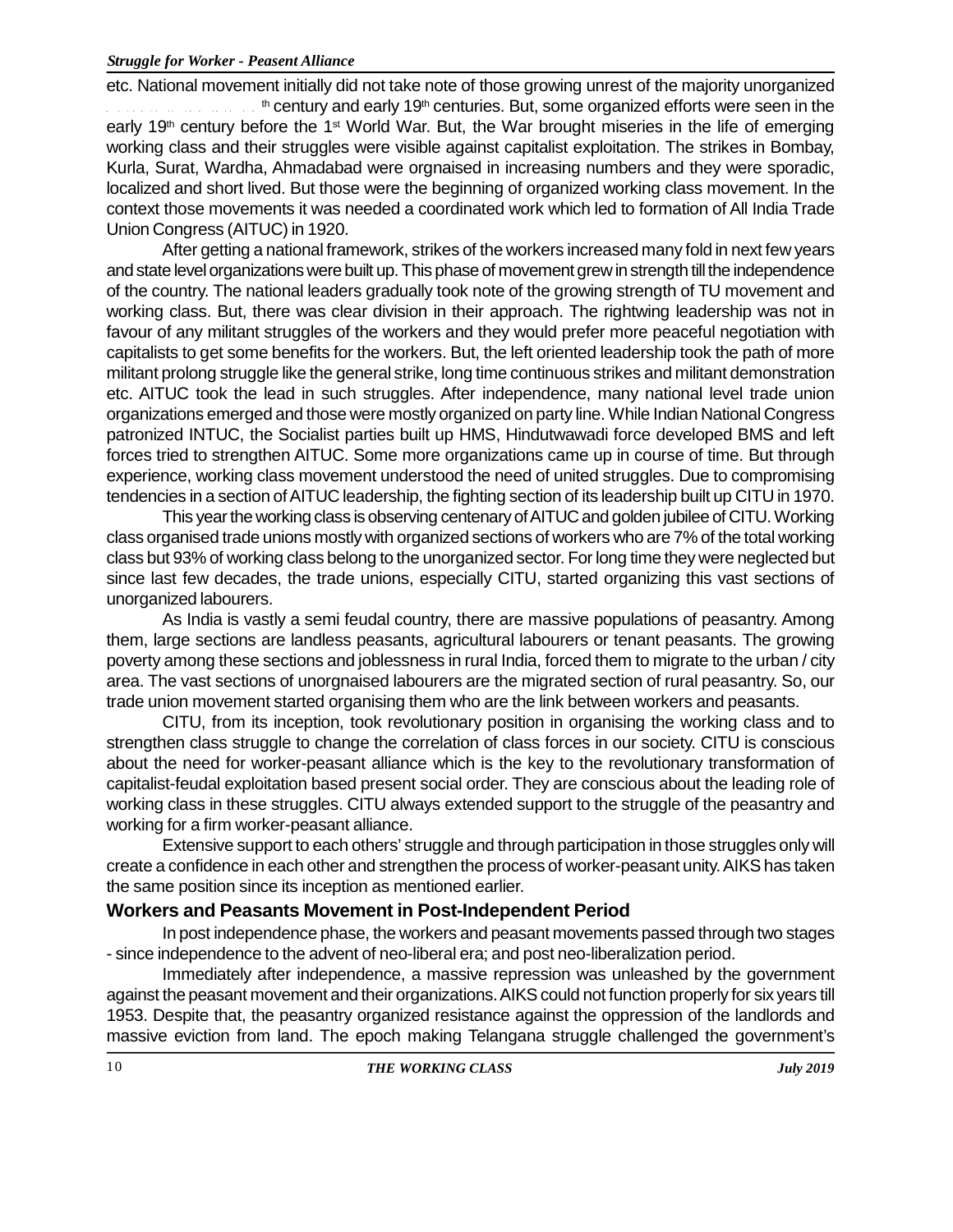etc. National movement initially did not take note of those growing unrest of the majority unorganized . . . . . . . . . . . . . th century and early 19th centuries. But, some organized efforts were seen in the early 19th century before the 1st World War. But, the War brought miseries in the life of emerging working class and their struggles were visible against capitalist exploitation. The strikes in Bombay, Kurla, Surat, Wardha, Ahmadabad were orgnaised in increasing numbers and they were sporadic, localized and short lived. But those were the beginning of organized working class movement. In the context those movements it was needed a coordinated work which led to formation of All India Trade Union Congress (AITUC) in 1920.

After getting a national framework, strikes of the workers increased many fold in next few years and state level organizations were built up. This phase of movement grew in strength till the independence of the country. The national leaders gradually took note of the growing strength of TU movement and working class. But, there was clear division in their approach. The rightwing leadership was not in favour of any militant struggles of the workers and they would prefer more peaceful negotiation with capitalists to get some benefits for the workers. But, the left oriented leadership took the path of more militant prolong struggle like the general strike, long time continuous strikes and militant demonstration etc. AITUC took the lead in such struggles. After independence, many national level trade union organizations emerged and those were mostly organized on party line. While Indian National Congress patronized INTUC, the Socialist parties built up HMS, Hindutwawadi force developed BMS and left forces tried to strengthen AITUC. Some more organizations came up in course of time. But through experience, working class movement understood the need of united struggles. Due to compromising tendencies in a section of AITUC leadership, the fighting section of its leadership built up CITU in 1970.

This year the working class is observing centenary of AITUC and golden jubilee of CITU. Working class organised trade unions mostly with organized sections of workers who are 7% of the total working class but 93% of working class belong to the unorganized sector. For long time they were neglected but since last few decades, the trade unions, especially CITU, started organizing this vast sections of unorganized labourers.

As India is vastly a semi feudal country, there are massive populations of peasantry. Among them, large sections are landless peasants, agricultural labourers or tenant peasants. The growing poverty among these sections and joblessness in rural India, forced them to migrate to the urban / city area. The vast sections of unorgnaised labourers are the migrated section of rural peasantry. So, our trade union movement started organising them who are the link between workers and peasants.

CITU, from its inception, took revolutionary position in organising the working class and to strengthen class struggle to change the correlation of class forces in our society. CITU is conscious about the need for worker-peasant alliance which is the key to the revolutionary transformation of capitalist-feudal exploitation based present social order. They are conscious about the leading role of working class in these struggles. CITU always extended support to the struggle of the peasantry and working for a firm worker-peasant alliance.

Extensive support to each others' struggle and through participation in those struggles only will create a confidence in each other and strengthen the process of worker-peasant unity. AIKS has taken the same position since its inception as mentioned earlier.

## Workers and Peasants Movement in Post-Independent Period

In post independence phase, the workers and peasant movements passed through two stages - since independence to the advent of neo-liberal era; and post neo-liberalization period.

Immediately after independence, a massive repression was unleashed by the government against the peasant movement and their organizations. AIKS could not function properly for six years till 1953. Despite that, the peasantry organized resistance against the oppression of the landlords and massive eviction from land. The epoch making Telangana struggle challenged the government's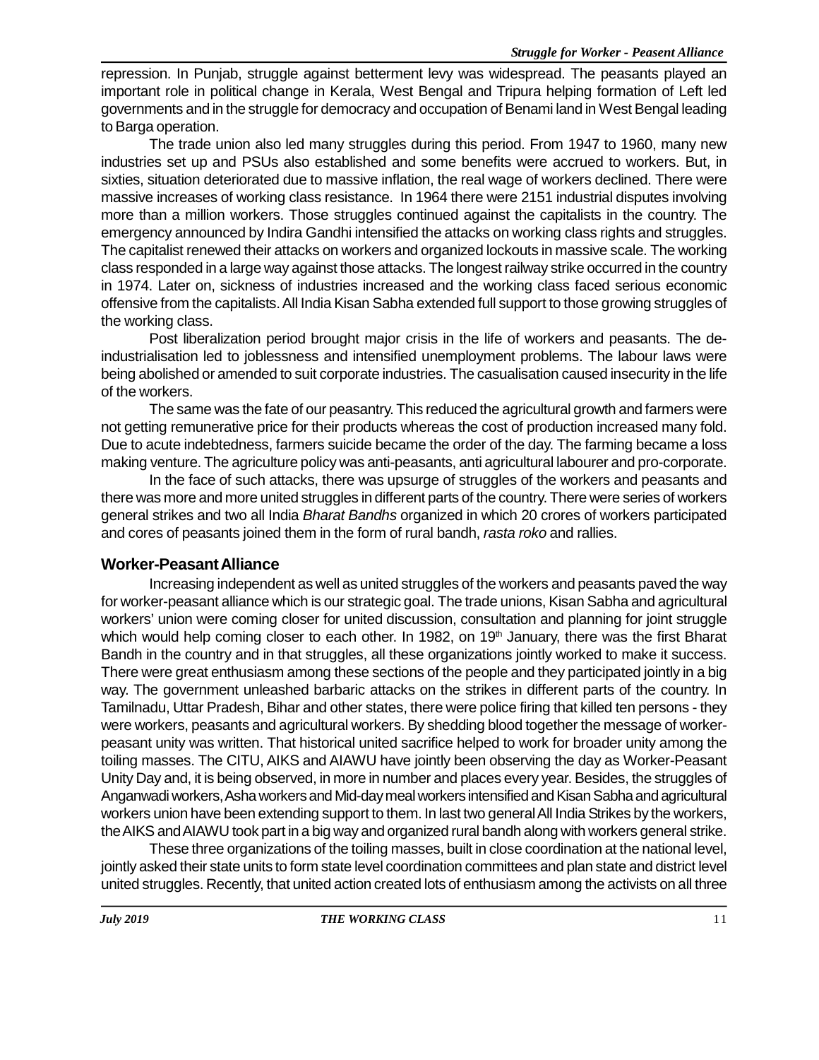repression. In Punjab, struggle against betterment levy was widespread. The peasants played an important role in political change in Kerala, West Bengal and Tripura helping formation of Left led governments and in the struggle for democracy and occupation of Benami land in West Bengal leading to Barga operation.

The trade union also led many struggles during this period. From 1947 to 1960, many new industries set up and PSUs also established and some benefits were accrued to workers. But, in sixties, situation deteriorated due to massive inflation, the real wage of workers declined. There were massive increases of working class resistance. In 1964 there were 2151 industrial disputes involving more than a million workers. Those struggles continued against the capitalists in the country. The emergency announced by Indira Gandhi intensified the attacks on working class rights and struggles. The capitalist renewed their attacks on workers and organized lockouts in massive scale. The working class responded in a large way against those attacks. The longest railway strike occurred in the country in 1974. Later on, sickness of industries increased and the working class faced serious economic offensive from the capitalists. All India Kisan Sabha extended full support to those growing struggles of the working class.

Post liberalization period brought major crisis in the life of workers and peasants. The de-industrialisation led to joblessness and intensified unemployment problems. The labour laws were being abolished or amended to suit corporate industries. The casualisation caused insecurity in the life of the workers.

The same was the fate of our peasantry. This reduced the agricultural growth and farmers were not getting remunerative price for their products whereas the cost of production increased many fold. Due to acute indebtedness, farmers suicide became the order of the day. The farming became a loss making venture. The agriculture policy was anti-peasants, anti agricultural labourer and pro-corporate.

In the face of such attacks, there was upsurge of struggles of the workers and peasants and there was more and more united struggles in different parts of the country. There were series of workers general strikes and two all India *Bharat Bandhs* organized in which 20 crores of workers participated and cores of peasants joined them in the form of rural bandh, *rasta roko* and rallies.

## Worker-Peasant Alliance

Increasing independent as well as united struggles of the workers and peasants paved the way for worker-peasant alliance which is our strategic goal. The trade unions, Kisan Sabha and agricultural workers' union were coming closer for united discussion, consultation and planning for joint struggle which would help coming closer to each other. In 1982, on 19th January, there was the first Bharat Bandh in the country and in that struggles, all these organizations jointly worked to make it success. There were great enthusiasm among these sections of the people and they participated jointly in a big way. The government unleashed barbaric attacks on the strikes in different parts of the country. In Tamilnadu, Uttar Pradesh, Bihar and other states, there were police firing that killed ten persons - they were workers, peasants and agricultural workers. By shedding blood together the message of worker-peasant unity was written. That historical united sacrifice helped to work for broader unity among the toiling masses. The CITU, AIKS and AIAWU have jointly been observing the day as Worker-Peasant Unity Day and, it is being observed, in more in number and places every year. Besides, the struggles of Anganwadi workers, Asha workers and Mid-day meal workers intensified and Kisan Sabha and agricultural workers union have been extending support to them. In last two general All India Strikes by the workers, the AIKS and AIAWU took part in a big way and organized rural bandh along with workers general strike.

These three organizations of the toiling masses, built in close coordination at the national level, jointly asked their state units to form state level coordination committees and plan state and district level united struggles. Recently, that united action created lots of enthusiasm among the activists on all three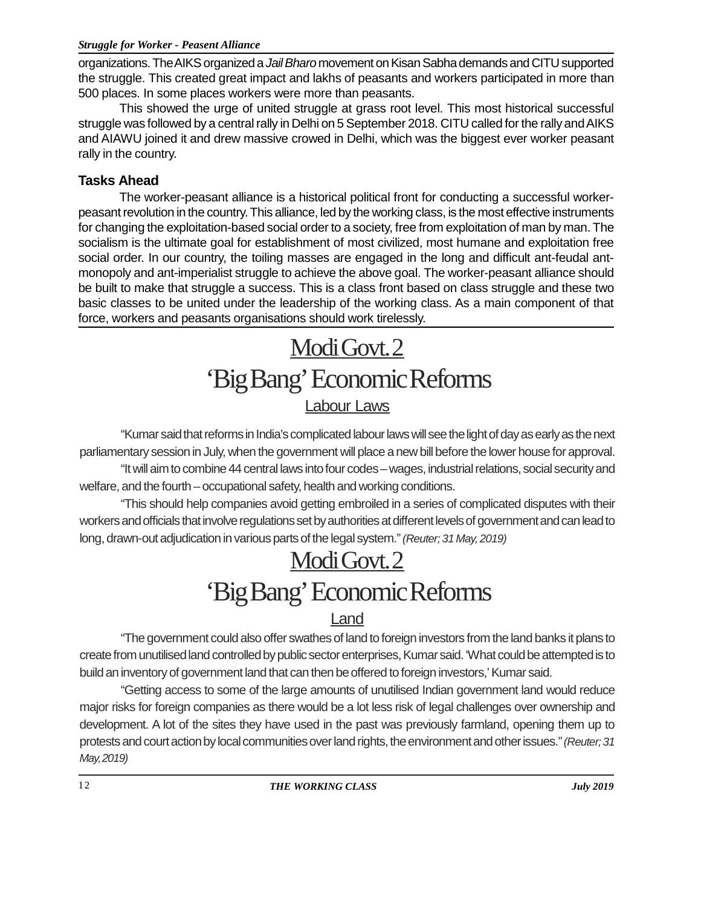organizations. The AIKS organized a *Jail Bharo* movement on Kisan Sabha demands and CITU supported the struggle. This created great impact and lakhs of peasants and workers participated in more than 500 places. In some places workers were more than peasants.

This showed the urge of united struggle at grass root level. This most historical successful struggle was followed by a central rally in Delhi on 5 September 2018. CITU called for the rally and AIKS and AIAWU joined it and drew massive crowed in Delhi, which was the biggest ever worker peasant rally in the country.

### Tasks Ahead

The worker-peasant alliance is a historical political front for conducting a successful worker-peasant revolution in the country. This alliance, led by the working class, is the most effective instruments for changing the exploitation-based social order to a society, free from exploitation of man by man. The socialism is the ultimate goal for establishment of most civilized, most humane and exploitation free social order. In our country, the toiling masses are engaged in the long and difficult ant-feudal ant-monopoly and ant-imperialist struggle to achieve the above goal. The worker-peasant alliance should be built to make that struggle a success. This is a class front based on class struggle and these two basic classes to be united under the leadership of the working class. As a main component of that force, workers and peasants organisations should work tirelessly.

# Modi Govt. 2
# 'Big Bang' Economic Reforms
## Labour Laws

"Kumar said that reforms in India's complicated labour laws will see the light of day as early as the next parliamentary session in July, when the government will place a new bill before the lower house for approval.

"It will aim to combine 44 central laws into four codes – wages, industrial relations, social security and welfare, and the fourth – occupational safety, health and working conditions.

"This should help companies avoid getting embroiled in a series of complicated disputes with their workers and officials that involve regulations set by authorities at different levels of government and can lead to long, drawn-out adjudication in various parts of the legal system." *(Reuter; 31 May, 2019)*

# Modi Govt. 2
# 'Big Bang' Economic Reforms
## Land

"The government could also offer swathes of land to foreign investors from the land banks it plans to create from unutilised land controlled by public sector enterprises, Kumar said. 'What could be attempted is to build an inventory of government land that can then be offered to foreign investors,' Kumar said.

"Getting access to some of the large amounts of unutilised Indian government land would reduce major risks for foreign companies as there would be a lot less risk of legal challenges over ownership and development. A lot of the sites they have used in the past was previously farmland, opening them up to protests and court action by local communities over land rights, the environment and other issues." *(Reuter; 31 May, 2019)*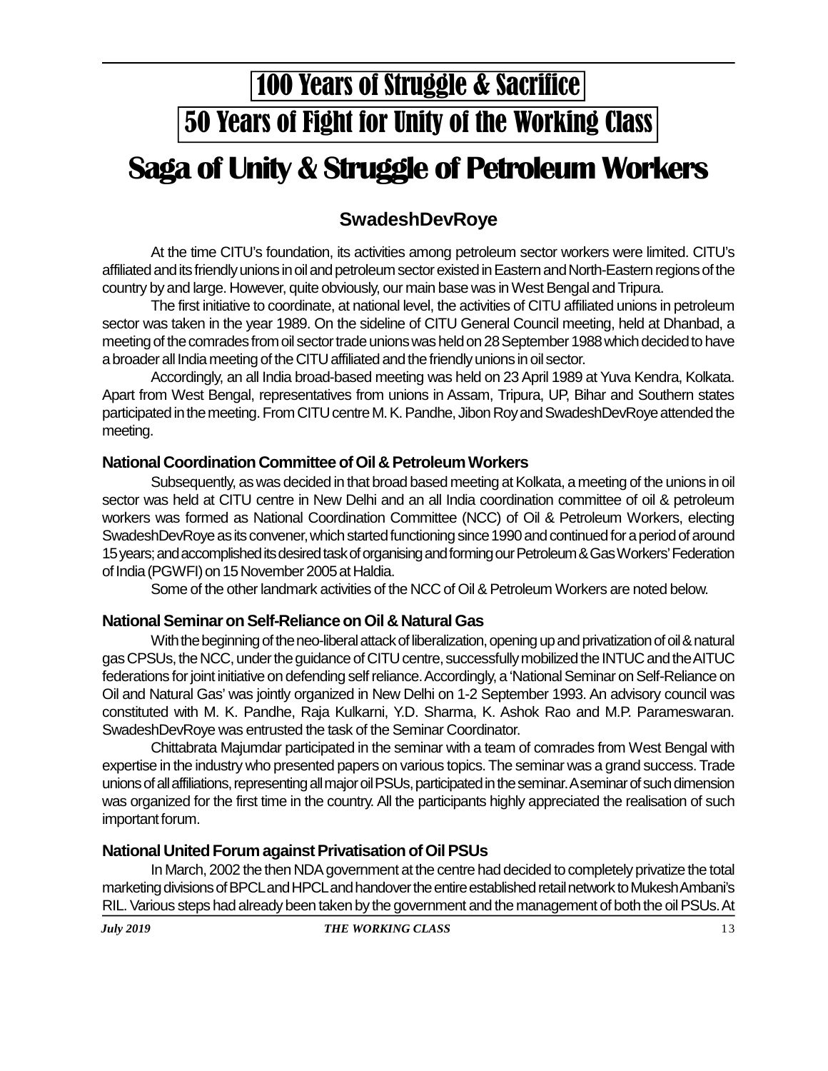## 100 Years of Struggle & Sacrifice

## 50 Years of Fight for Unity of the Working Class

# Saga of Unity & Struggle of Petroleum Workers

### SwadeshDevRoye

At the time CITU's foundation, its activities among petroleum sector workers were limited. CITU's affiliated and its friendly unions in oil and petroleum sector existed in Eastern and North-Eastern regions of the country by and large. However, quite obviously, our main base was in West Bengal and Tripura.

The first initiative to coordinate, at national level, the activities of CITU affiliated unions in petroleum sector was taken in the year 1989. On the sideline of CITU General Council meeting, held at Dhanbad, a meeting of the comrades from oil sector trade unions was held on 28 September 1988 which decided to have a broader all India meeting of the CITU affiliated and the friendly unions in oil sector.

Accordingly, an all India broad-based meeting was held on 23 April 1989 at Yuva Kendra, Kolkata. Apart from West Bengal, representatives from unions in Assam, Tripura, UP, Bihar and Southern states participated in the meeting. From CITU centre M. K. Pandhe, Jibon Roy and SwadeshDevRoye attended the meeting.

**National Coordination Committee of Oil & Petroleum Workers**

Subsequently, as was decided in that broad based meeting at Kolkata, a meeting of the unions in oil sector was held at CITU centre in New Delhi and an all India coordination committee of oil & petroleum workers was formed as National Coordination Committee (NCC) of Oil & Petroleum Workers, electing SwadeshDevRoye as its convener, which started functioning since 1990 and continued for a period of around 15 years; and accomplished its desired task of organising and forming our Petroleum & Gas Workers' Federation of India (PGWFI) on 15 November 2005 at Haldia.

Some of the other landmark activities of the NCC of Oil & Petroleum Workers are noted below.

**National Seminar on Self-Reliance on Oil & Natural Gas**

With the beginning of the neo-liberal attack of liberalization, opening up and privatization of oil & natural gas CPSUs, the NCC, under the guidance of CITU centre, successfully mobilized the INTUC and the AITUC federations for joint initiative on defending self reliance. Accordingly, a 'National Seminar on Self-Reliance on Oil and Natural Gas' was jointly organized in New Delhi on 1-2 September 1993. An advisory council was constituted with M. K. Pandhe, Raja Kulkarni, Y.D. Sharma, K. Ashok Rao and M.P. Parameswaran. SwadeshDevRoye was entrusted the task of the Seminar Coordinator.

Chittabrata Majumdar participated in the seminar with a team of comrades from West Bengal with expertise in the industry who presented papers on various topics. The seminar was a grand success. Trade unions of all affiliations, representing all major oil PSUs, participated in the seminar. A seminar of such dimension was organized for the first time in the country. All the participants highly appreciated the realisation of such important forum.

**National United Forum against Privatisation of Oil PSUs**

In March, 2002 the then NDA government at the centre had decided to completely privatize the total marketing divisions of BPCL and HPCL and handover the entire established retail network to Mukesh Ambani's RIL. Various steps had already been taken by the government and the management of both the oil PSUs. At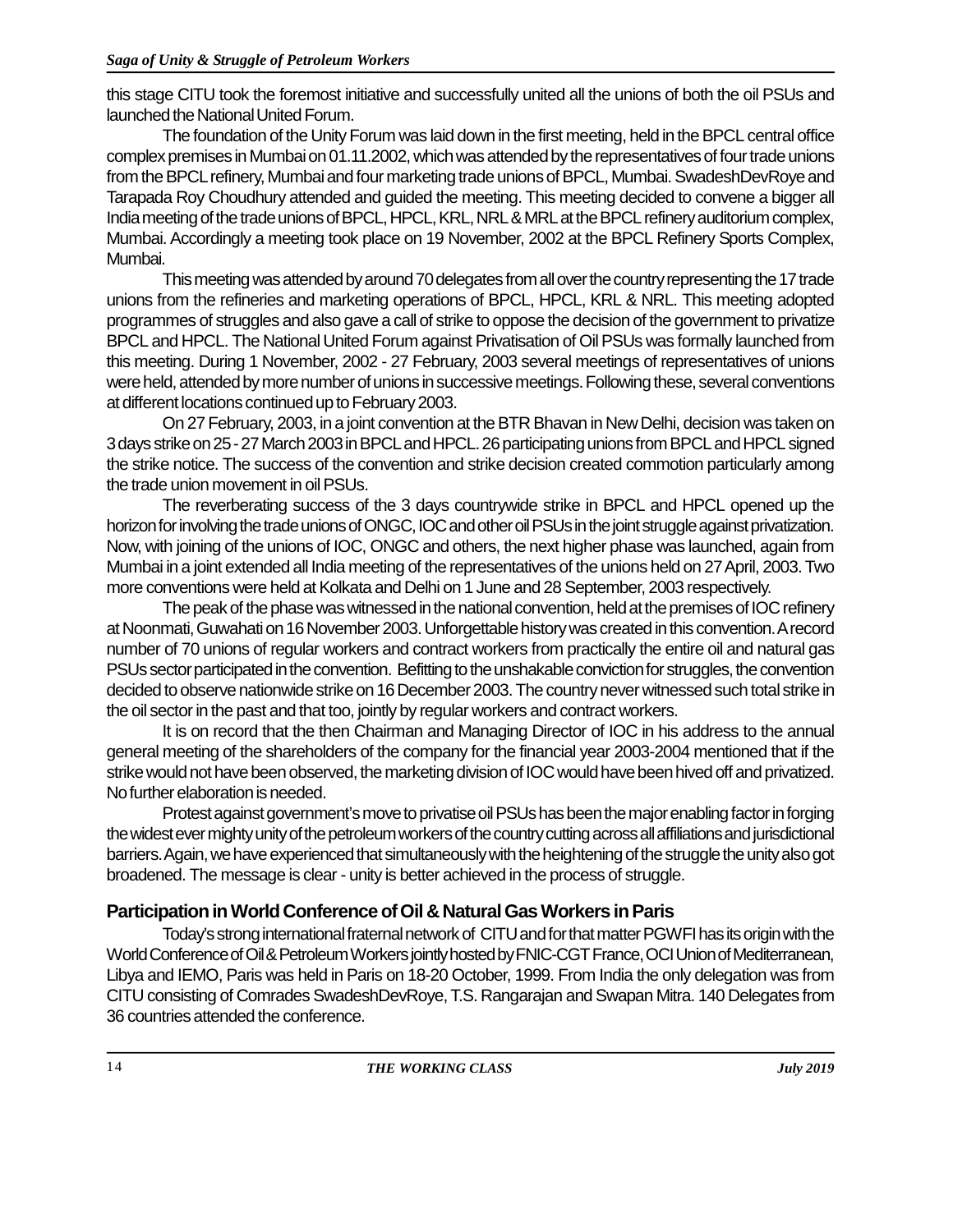this stage CITU took the foremost initiative and successfully united all the unions of both the oil PSUs and launched the National United Forum.

The foundation of the Unity Forum was laid down in the first meeting, held in the BPCL central office complex premises in Mumbai on 01.11.2002, which was attended by the representatives of four trade unions from the BPCL refinery, Mumbai and four marketing trade unions of BPCL, Mumbai. SwadeshDevRoye and Tarapada Roy Choudhury attended and guided the meeting. This meeting decided to convene a bigger all India meeting of the trade unions of BPCL, HPCL, KRL, NRL & MRL at the BPCL refinery auditorium complex, Mumbai. Accordingly a meeting took place on 19 November, 2002 at the BPCL Refinery Sports Complex, Mumbai.

This meeting was attended by around 70 delegates from all over the country representing the 17 trade unions from the refineries and marketing operations of BPCL, HPCL, KRL & NRL. This meeting adopted programmes of struggles and also gave a call of strike to oppose the decision of the government to privatize BPCL and HPCL. The National United Forum against Privatisation of Oil PSUs was formally launched from this meeting. During 1 November, 2002 - 27 February, 2003 several meetings of representatives of unions were held, attended by more number of unions in successive meetings. Following these, several conventions at different locations continued up to February 2003.

On 27 February, 2003, in a joint convention at the BTR Bhavan in New Delhi, decision was taken on 3 days strike on 25 - 27 March 2003 in BPCL and HPCL. 26 participating unions from BPCL and HPCL signed the strike notice. The success of the convention and strike decision created commotion particularly among the trade union movement in oil PSUs.

The reverberating success of the 3 days countrywide strike in BPCL and HPCL opened up the horizon for involving the trade unions of ONGC, IOC and other oil PSUs in the joint struggle against privatization. Now, with joining of the unions of IOC, ONGC and others, the next higher phase was launched, again from Mumbai in a joint extended all India meeting of the representatives of the unions held on 27 April, 2003. Two more conventions were held at Kolkata and Delhi on 1 June and 28 September, 2003 respectively.

The peak of the phase was witnessed in the national convention, held at the premises of IOC refinery at Noonmati, Guwahati on 16 November 2003. Unforgettable history was created in this convention. A record number of 70 unions of regular workers and contract workers from practically the entire oil and natural gas PSUs sector participated in the convention. Befitting to the unshakable conviction for struggles, the convention decided to observe nationwide strike on 16 December 2003. The country never witnessed such total strike in the oil sector in the past and that too, jointly by regular workers and contract workers.

It is on record that the then Chairman and Managing Director of IOC in his address to the annual general meeting of the shareholders of the company for the financial year 2003-2004 mentioned that if the strike would not have been observed, the marketing division of IOC would have been hived off and privatized. No further elaboration is needed.

Protest against government's move to privatise oil PSUs has been the major enabling factor in forging the widest ever mighty unity of the petroleum workers of the country cutting across all affiliations and jurisdictional barriers. Again, we have experienced that simultaneously with the heightening of the struggle the unity also got broadened. The message is clear - unity is better achieved in the process of struggle.

## Participation in World Conference of Oil & Natural Gas Workers in Paris

Today's strong international fraternal network of CITU and for that matter PGWFI has its origin with the World Conference of Oil & Petroleum Workers jointly hosted by FNIC-CGT France, OCI Union of Mediterranean, Libya and IEMO, Paris was held in Paris on 18-20 October, 1999. From India the only delegation was from CITU consisting of Comrades SwadeshDevRoye, T.S. Rangarajan and Swapan Mitra. 140 Delegates from 36 countries attended the conference.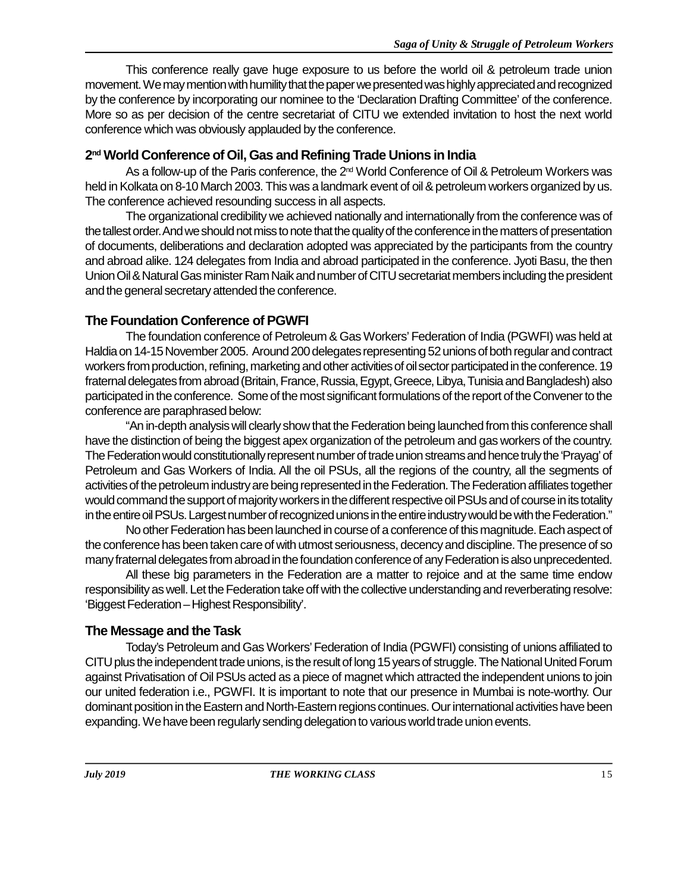This conference really gave huge exposure to us before the world oil & petroleum trade union movement. We may mention with humility that the paper we presented was highly appreciated and recognized by the conference by incorporating our nominee to the 'Declaration Drafting Committee' of the conference. More so as per decision of the centre secretariat of CITU we extended invitation to host the next world conference which was obviously applauded by the conference.

## 2nd World Conference of Oil, Gas and Refining Trade Unions in India

As a follow-up of the Paris conference, the 2nd World Conference of Oil & Petroleum Workers was held in Kolkata on 8-10 March 2003. This was a landmark event of oil & petroleum workers organized by us. The conference achieved resounding success in all aspects.

The organizational credibility we achieved nationally and internationally from the conference was of the tallest order. And we should not miss to note that the quality of the conference in the matters of presentation of documents, deliberations and declaration adopted was appreciated by the participants from the country and abroad alike. 124 delegates from India and abroad participated in the conference. Jyoti Basu, the then Union Oil & Natural Gas minister Ram Naik and number of CITU secretariat members including the president and the general secretary attended the conference.

## The Foundation Conference of PGWFI

The foundation conference of Petroleum & Gas Workers' Federation of India (PGWFI) was held at Haldia on 14-15 November 2005. Around 200 delegates representing 52 unions of both regular and contract workers from production, refining, marketing and other activities of oil sector participated in the conference. 19 fraternal delegates from abroad (Britain, France, Russia, Egypt, Greece, Libya, Tunisia and Bangladesh) also participated in the conference. Some of the most significant formulations of the report of the Convener to the conference are paraphrased below:

"An in-depth analysis will clearly show that the Federation being launched from this conference shall have the distinction of being the biggest apex organization of the petroleum and gas workers of the country. The Federation would constitutionally represent number of trade union streams and hence truly the 'Prayag' of Petroleum and Gas Workers of India. All the oil PSUs, all the regions of the country, all the segments of activities of the petroleum industry are being represented in the Federation. The Federation affiliates together would command the support of majority workers in the different respective oil PSUs and of course in its totality in the entire oil PSUs. Largest number of recognized unions in the entire industry would be with the Federation."

No other Federation has been launched in course of a conference of this magnitude. Each aspect of the conference has been taken care of with utmost seriousness, decency and discipline. The presence of so many fraternal delegates from abroad in the foundation conference of any Federation is also unprecedented.

All these big parameters in the Federation are a matter to rejoice and at the same time endow responsibility as well. Let the Federation take off with the collective understanding and reverberating resolve: 'Biggest Federation – Highest Responsibility'.

## The Message and the Task

Today's Petroleum and Gas Workers' Federation of India (PGWFI) consisting of unions affiliated to CITU plus the independent trade unions, is the result of long 15 years of struggle. The National United Forum against Privatisation of Oil PSUs acted as a piece of magnet which attracted the independent unions to join our united federation i.e., PGWFI. It is important to note that our presence in Mumbai is note-worthy. Our dominant position in the Eastern and North-Eastern regions continues. Our international activities have been expanding. We have been regularly sending delegation to various world trade union events.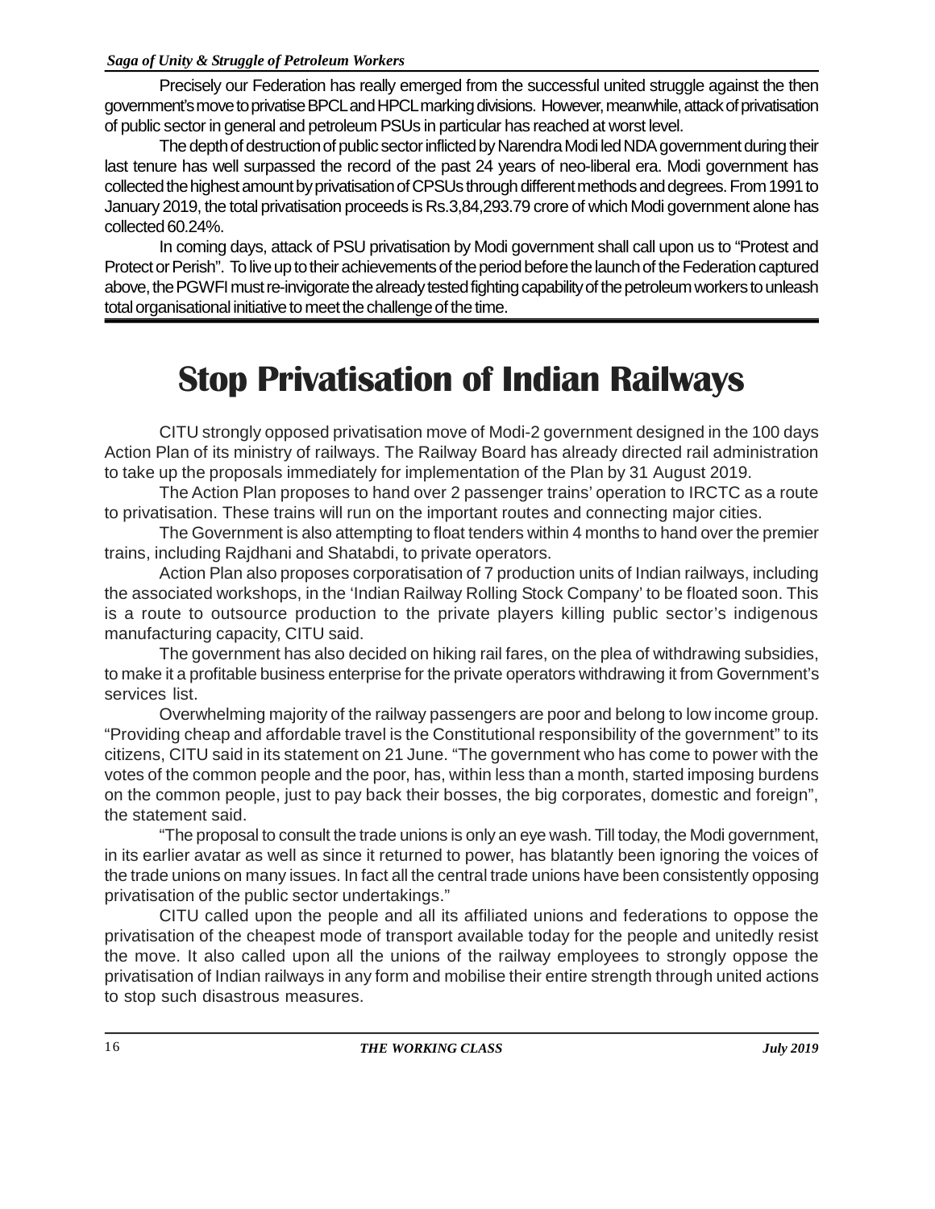Precisely our Federation has really emerged from the successful united struggle against the then government's move to privatise BPCL and HPCL marking divisions. However, meanwhile, attack of privatisation of public sector in general and petroleum PSUs in particular has reached at worst level.

The depth of destruction of public sector inflicted by Narendra Modi led NDA government during their last tenure has well surpassed the record of the past 24 years of neo-liberal era. Modi government has collected the highest amount by privatisation of CPSUs through different methods and degrees. From 1991 to January 2019, the total privatisation proceeds is Rs.3,84,293.79 crore of which Modi government alone has collected 60.24%.

In coming days, attack of PSU privatisation by Modi government shall call upon us to "Protest and Protect or Perish". To live up to their achievements of the period before the launch of the Federation captured above, the PGWFI must re-invigorate the already tested fighting capability of the petroleum workers to unleash total organisational initiative to meet the challenge of the time.

# Stop Privatisation of Indian Railways

CITU strongly opposed privatisation move of Modi-2 government designed in the 100 days Action Plan of its ministry of railways. The Railway Board has already directed rail administration to take up the proposals immediately for implementation of the Plan by 31 August 2019.

The Action Plan proposes to hand over 2 passenger trains' operation to IRCTC as a route to privatisation. These trains will run on the important routes and connecting major cities.

The Government is also attempting to float tenders within 4 months to hand over the premier trains, including Rajdhani and Shatabdi, to private operators.

Action Plan also proposes corporatisation of 7 production units of Indian railways, including the associated workshops, in the 'Indian Railway Rolling Stock Company' to be floated soon. This is a route to outsource production to the private players killing public sector's indigenous manufacturing capacity, CITU said.

The government has also decided on hiking rail fares, on the plea of withdrawing subsidies, to make it a profitable business enterprise for the private operators withdrawing it from Government's services list.

Overwhelming majority of the railway passengers are poor and belong to low income group. "Providing cheap and affordable travel is the Constitutional responsibility of the government" to its citizens, CITU said in its statement on 21 June. "The government who has come to power with the votes of the common people and the poor, has, within less than a month, started imposing burdens on the common people, just to pay back their bosses, the big corporates, domestic and foreign", the statement said.

"The proposal to consult the trade unions is only an eye wash. Till today, the Modi government, in its earlier avatar as well as since it returned to power, has blatantly been ignoring the voices of the trade unions on many issues. In fact all the central trade unions have been consistently opposing privatisation of the public sector undertakings."

CITU called upon the people and all its affiliated unions and federations to oppose the privatisation of the cheapest mode of transport available today for the people and unitedly resist the move. It also called upon all the unions of the railway employees to strongly oppose the privatisation of Indian railways in any form and mobilise their entire strength through united actions to stop such disastrous measures.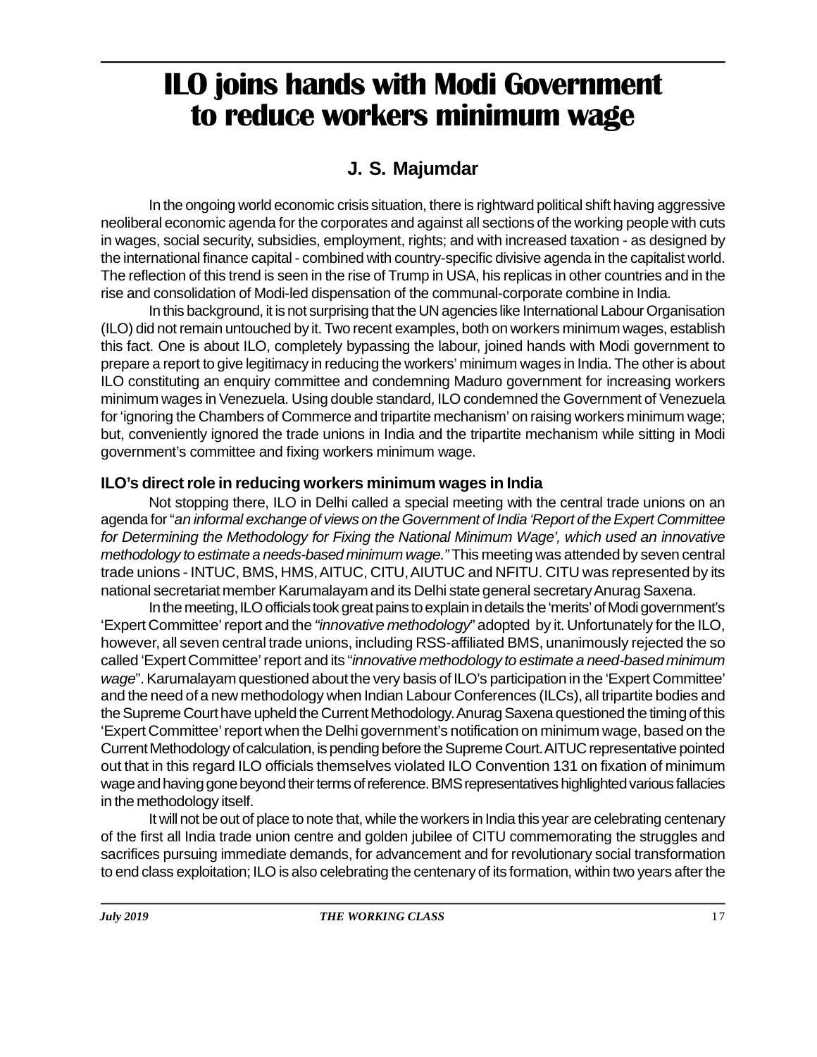# ILO joins hands with Modi Government to reduce workers minimum wage

## J. S. Majumdar

In the ongoing world economic crisis situation, there is rightward political shift having aggressive neoliberal economic agenda for the corporates and against all sections of the working people with cuts in wages, social security, subsidies, employment, rights; and with increased taxation - as designed by the international finance capital - combined with country-specific divisive agenda in the capitalist world. The reflection of this trend is seen in the rise of Trump in USA, his replicas in other countries and in the rise and consolidation of Modi-led dispensation of the communal-corporate combine in India.

In this background, it is not surprising that the UN agencies like International Labour Organisation (ILO) did not remain untouched by it. Two recent examples, both on workers minimum wages, establish this fact. One is about ILO, completely bypassing the labour, joined hands with Modi government to prepare a report to give legitimacy in reducing the workers' minimum wages in India. The other is about ILO constituting an enquiry committee and condemning Maduro government for increasing workers minimum wages in Venezuela. Using double standard, ILO condemned the Government of Venezuela for 'ignoring the Chambers of Commerce and tripartite mechanism' on raising workers minimum wage; but, conveniently ignored the trade unions in India and the tripartite mechanism while sitting in Modi government's committee and fixing workers minimum wage.

### ILO's direct role in reducing workers minimum wages in India

Not stopping there, ILO in Delhi called a special meeting with the central trade unions on an agenda for "*an informal exchange of views on the Government of India 'Report of the Expert Committee for Determining the Methodology for Fixing the National Minimum Wage', which used an innovative methodology to estimate a needs-based minimum wage."* This meeting was attended by seven central trade unions - INTUC, BMS, HMS, AITUC, CITU, AIUTUC and NFITU. CITU was represented by its national secretariat member Karumalayam and its Delhi state general secretary Anurag Saxena.

In the meeting, ILO officials took great pains to explain in details the 'merits' of Modi government's 'Expert Committee' report and the *"innovative methodology*" adopted by it. Unfortunately for the ILO, however, all seven central trade unions, including RSS-affiliated BMS, unanimously rejected the so called 'Expert Committee' report and its "*innovative methodology to estimate a need-based minimum wage*". Karumalayam questioned about the very basis of ILO's participation in the 'Expert Committee' and the need of a new methodology when Indian Labour Conferences (ILCs), all tripartite bodies and the Supreme Court have upheld the Current Methodology. Anurag Saxena questioned the timing of this 'Expert Committee' report when the Delhi government's notification on minimum wage, based on the Current Methodology of calculation, is pending before the Supreme Court. AITUC representative pointed out that in this regard ILO officials themselves violated ILO Convention 131 on fixation of minimum wage and having gone beyond their terms of reference. BMS representatives highlighted various fallacies in the methodology itself.

It will not be out of place to note that, while the workers in India this year are celebrating centenary of the first all India trade union centre and golden jubilee of CITU commemorating the struggles and sacrifices pursuing immediate demands, for advancement and for revolutionary social transformation to end class exploitation; ILO is also celebrating the centenary of its formation, within two years after the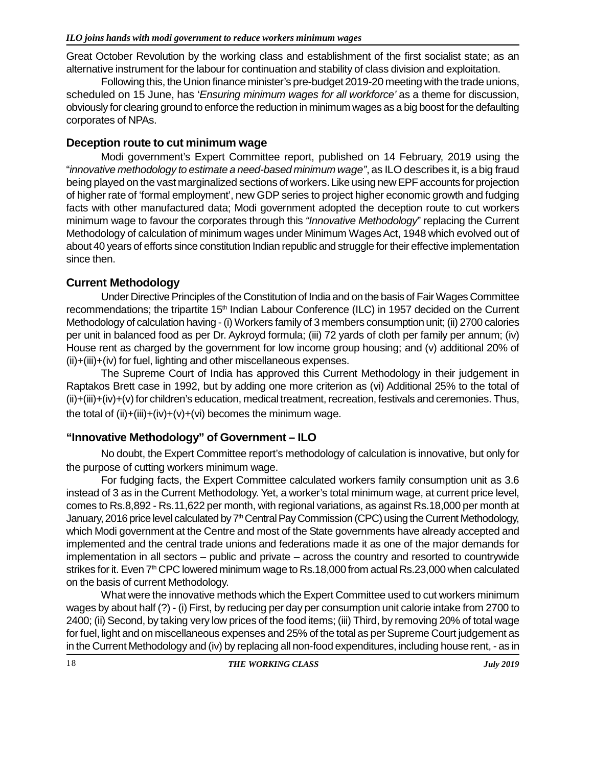Great October Revolution by the working class and establishment of the first socialist state; as an alternative instrument for the labour for continuation and stability of class division and exploitation.

Following this, the Union finance minister's pre-budget 2019-20 meeting with the trade unions, scheduled on 15 June, has '*Ensuring minimum wages for all workforce'* as a theme for discussion, obviously for clearing ground to enforce the reduction in minimum wages as a big boost for the defaulting corporates of NPAs.

## Deception route to cut minimum wage

Modi government's Expert Committee report, published on 14 February, 2019 using the "*innovative methodology to estimate a need-based minimum wage"*, as ILO describes it, is a big fraud being played on the vast marginalized sections of workers. Like using new EPF accounts for projection of higher rate of 'formal employment', new GDP series to project higher economic growth and fudging facts with other manufactured data; Modi government adopted the deception route to cut workers minimum wage to favour the corporates through this *"Innovative Methodology*" replacing the Current Methodology of calculation of minimum wages under Minimum Wages Act, 1948 which evolved out of about 40 years of efforts since constitution Indian republic and struggle for their effective implementation since then.

## Current Methodology

Under Directive Principles of the Constitution of India and on the basis of Fair Wages Committee recommendations; the tripartite 15th Indian Labour Conference (ILC) in 1957 decided on the Current Methodology of calculation having - (i) Workers family of 3 members consumption unit; (ii) 2700 calories per unit in balanced food as per Dr. Aykroyd formula; (iii) 72 yards of cloth per family per annum; (iv) House rent as charged by the government for low income group housing; and (v) additional 20% of (ii)+(iii)+(iv) for fuel, lighting and other miscellaneous expenses.

The Supreme Court of India has approved this Current Methodology in their judgement in Raptakos Brett case in 1992, but by adding one more criterion as (vi) Additional 25% to the total of (ii)+(iii)+(iv)+(v) for children's education, medical treatment, recreation, festivals and ceremonies. Thus, the total of (ii)+(iii)+(iv)+(v)+(vi) becomes the minimum wage.

## "Innovative Methodology" of Government – ILO

No doubt, the Expert Committee report's methodology of calculation is innovative, but only for the purpose of cutting workers minimum wage.

For fudging facts, the Expert Committee calculated workers family consumption unit as 3.6 instead of 3 as in the Current Methodology. Yet, a worker's total minimum wage, at current price level, comes to Rs.8,892 - Rs.11,622 per month, with regional variations, as against Rs.18,000 per month at January, 2016 price level calculated by 7th Central Pay Commission (CPC) using the Current Methodology, which Modi government at the Centre and most of the State governments have already accepted and implemented and the central trade unions and federations made it as one of the major demands for implementation in all sectors – public and private – across the country and resorted to countrywide strikes for it. Even 7th CPC lowered minimum wage to Rs.18,000 from actual Rs.23,000 when calculated on the basis of current Methodology.

What were the innovative methods which the Expert Committee used to cut workers minimum wages by about half (?) - (i) First, by reducing per day per consumption unit calorie intake from 2700 to 2400; (ii) Second, by taking very low prices of the food items; (iii) Third, by removing 20% of total wage for fuel, light and on miscellaneous expenses and 25% of the total as per Supreme Court judgement as in the Current Methodology and (iv) by replacing all non-food expenditures, including house rent, - as in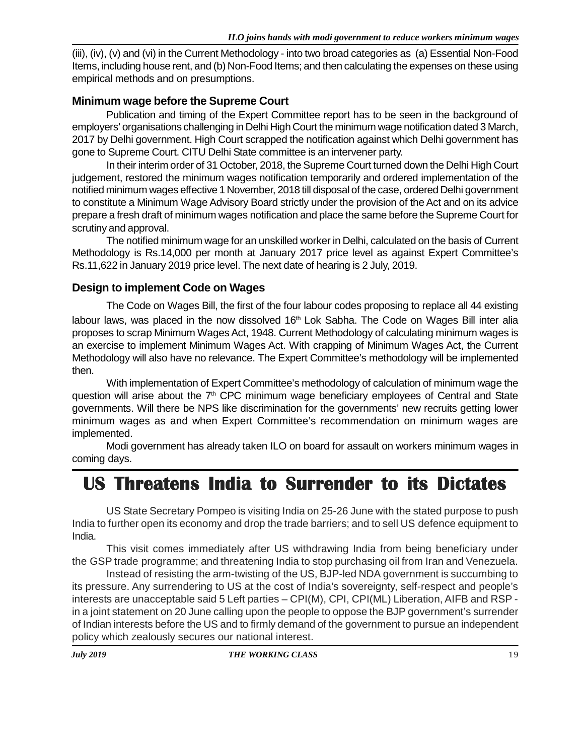(iii), (iv), (v) and (vi) in the Current Methodology - into two broad categories as (a) Essential Non-Food Items, including house rent, and (b) Non-Food Items; and then calculating the expenses on these using empirical methods and on presumptions.

### Minimum wage before the Supreme Court

Publication and timing of the Expert Committee report has to be seen in the background of employers' organisations challenging in Delhi High Court the minimum wage notification dated 3 March, 2017 by Delhi government. High Court scrapped the notification against which Delhi government has gone to Supreme Court. CITU Delhi State committee is an intervener party.

In their interim order of 31 October, 2018, the Supreme Court turned down the Delhi High Court judgement, restored the minimum wages notification temporarily and ordered implementation of the notified minimum wages effective 1 November, 2018 till disposal of the case, ordered Delhi government to constitute a Minimum Wage Advisory Board strictly under the provision of the Act and on its advice prepare a fresh draft of minimum wages notification and place the same before the Supreme Court for scrutiny and approval.

The notified minimum wage for an unskilled worker in Delhi, calculated on the basis of Current Methodology is Rs.14,000 per month at January 2017 price level as against Expert Committee's Rs.11,622 in January 2019 price level. The next date of hearing is 2 July, 2019.

### Design to implement Code on Wages

The Code on Wages Bill, the first of the four labour codes proposing to replace all 44 existing labour laws, was placed in the now dissolved 16th Lok Sabha. The Code on Wages Bill inter alia proposes to scrap Minimum Wages Act, 1948. Current Methodology of calculating minimum wages is an exercise to implement Minimum Wages Act. With crapping of Minimum Wages Act, the Current Methodology will also have no relevance. The Expert Committee's methodology will be implemented then.

With implementation of Expert Committee's methodology of calculation of minimum wage the question will arise about the 7th CPC minimum wage beneficiary employees of Central and State governments. Will there be NPS like discrimination for the governments' new recruits getting lower minimum wages as and when Expert Committee's recommendation on minimum wages are implemented.

Modi government has already taken ILO on board for assault on workers minimum wages in coming days.

# US Threatens India to Surrender to its Dictates

US State Secretary Pompeo is visiting India on 25-26 June with the stated purpose to push India to further open its economy and drop the trade barriers; and to sell US defence equipment to India.

This visit comes immediately after US withdrawing India from being beneficiary under the GSP trade programme; and threatening India to stop purchasing oil from Iran and Venezuela.

Instead of resisting the arm-twisting of the US, BJP-led NDA government is succumbing to its pressure. Any surrendering to US at the cost of India's sovereignty, self-respect and people's interests are unacceptable said 5 Left parties – CPI(M), CPI, CPI(ML) Liberation, AIFB and RSP - in a joint statement on 20 June calling upon the people to oppose the BJP government's surrender of Indian interests before the US and to firmly demand of the government to pursue an independent policy which zealously secures our national interest.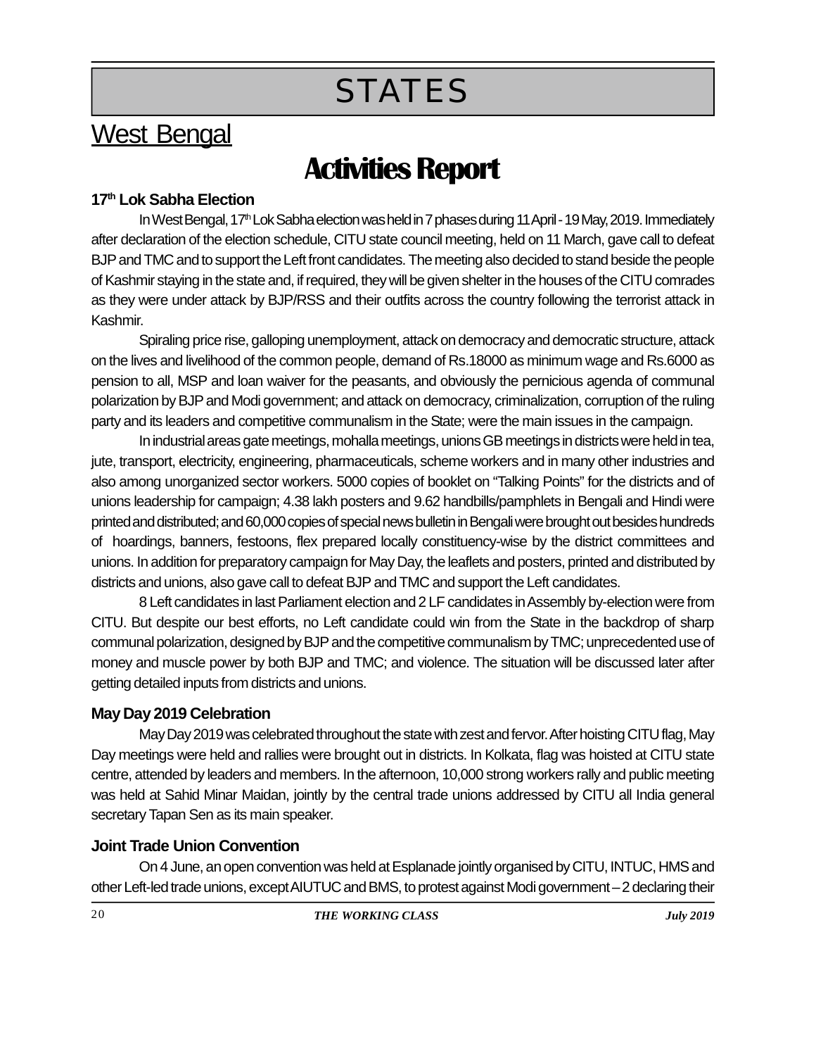# STATES

## West Bengal

# Activities Report

### 17th Lok Sabha Election

In West Bengal, 17th Lok Sabha election was held in 7 phases during 11 April - 19 May, 2019. Immediately after declaration of the election schedule, CITU state council meeting, held on 11 March, gave call to defeat BJP and TMC and to support the Left front candidates. The meeting also decided to stand beside the people of Kashmir staying in the state and, if required, they will be given shelter in the houses of the CITU comrades as they were under attack by BJP/RSS and their outfits across the country following the terrorist attack in Kashmir.

Spiraling price rise, galloping unemployment, attack on democracy and democratic structure, attack on the lives and livelihood of the common people, demand of Rs.18000 as minimum wage and Rs.6000 as pension to all, MSP and loan waiver for the peasants, and obviously the pernicious agenda of communal polarization by BJP and Modi government; and attack on democracy, criminalization, corruption of the ruling party and its leaders and competitive communalism in the State; were the main issues in the campaign.

In industrial areas gate meetings, mohalla meetings, unions GB meetings in districts were held in tea, jute, transport, electricity, engineering, pharmaceuticals, scheme workers and in many other industries and also among unorganized sector workers. 5000 copies of booklet on "Talking Points" for the districts and of unions leadership for campaign; 4.38 lakh posters and 9.62 handbills/pamphlets in Bengali and Hindi were printed and distributed; and 60,000 copies of special news bulletin in Bengali were brought out besides hundreds of hoardings, banners, festoons, flex prepared locally constituency-wise by the district committees and unions. In addition for preparatory campaign for May Day, the leaflets and posters, printed and distributed by districts and unions, also gave call to defeat BJP and TMC and support the Left candidates.

8 Left candidates in last Parliament election and 2 LF candidates in Assembly by-election were from CITU. But despite our best efforts, no Left candidate could win from the State in the backdrop of sharp communal polarization, designed by BJP and the competitive communalism by TMC; unprecedented use of money and muscle power by both BJP and TMC; and violence. The situation will be discussed later after getting detailed inputs from districts and unions.

### May Day 2019 Celebration

May Day 2019 was celebrated throughout the state with zest and fervor. After hoisting CITU flag, May Day meetings were held and rallies were brought out in districts. In Kolkata, flag was hoisted at CITU state centre, attended by leaders and members. In the afternoon, 10,000 strong workers rally and public meeting was held at Sahid Minar Maidan, jointly by the central trade unions addressed by CITU all India general secretary Tapan Sen as its main speaker.

### Joint Trade Union Convention

On 4 June, an open convention was held at Esplanade jointly organised by CITU, INTUC, HMS and other Left-led trade unions, except AIUTUC and BMS, to protest against Modi government – 2 declaring their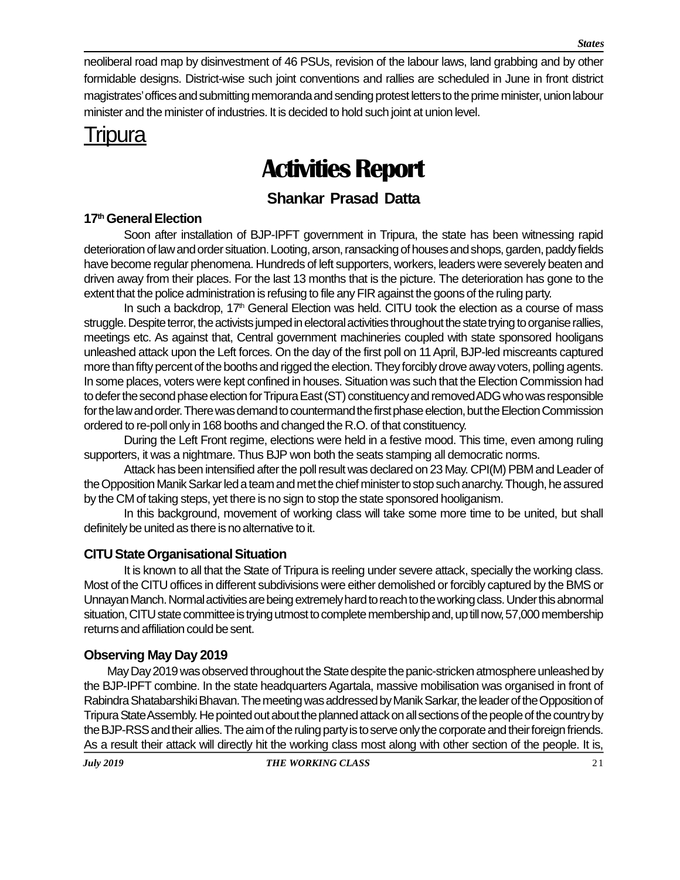neoliberal road map by disinvestment of 46 PSUs, revision of the labour laws, land grabbing and by other formidable designs. District-wise such joint conventions and rallies are scheduled in June in front district magistrates' offices and submitting memoranda and sending protest letters to the prime minister, union labour minister and the minister of industries. It is decided to hold such joint at union level.

# Tripura

## Activities Report

**Shankar Prasad Datta**

### 17th General Election

Soon after installation of BJP-IPFT government in Tripura, the state has been witnessing rapid deterioration of law and order situation. Looting, arson, ransacking of houses and shops, garden, paddy fields have become regular phenomena. Hundreds of left supporters, workers, leaders were severely beaten and driven away from their places. For the last 13 months that is the picture. The deterioration has gone to the extent that the police administration is refusing to file any FIR against the goons of the ruling party.

In such a backdrop, 17th General Election was held. CITU took the election as a course of mass struggle. Despite terror, the activists jumped in electoral activities throughout the state trying to organise rallies, meetings etc. As against that, Central government machineries coupled with state sponsored hooligans unleashed attack upon the Left forces. On the day of the first poll on 11 April, BJP-led miscreants captured more than fifty percent of the booths and rigged the election. They forcibly drove away voters, polling agents. In some places, voters were kept confined in houses. Situation was such that the Election Commission had to defer the second phase election for Tripura East (ST) constituency and removed ADG who was responsible for the law and order. There was demand to countermand the first phase election, but the Election Commission ordered to re-poll only in 168 booths and changed the R.O. of that constituency.

During the Left Front regime, elections were held in a festive mood. This time, even among ruling supporters, it was a nightmare. Thus BJP won both the seats stamping all democratic norms.

Attack has been intensified after the poll result was declared on 23 May. CPI(M) PBM and Leader of the Opposition Manik Sarkar led a team and met the chief minister to stop such anarchy. Though, he assured by the CM of taking steps, yet there is no sign to stop the state sponsored hooliganism.

In this background, movement of working class will take some more time to be united, but shall definitely be united as there is no alternative to it.

### CITU State Organisational Situation

It is known to all that the State of Tripura is reeling under severe attack, specially the working class. Most of the CITU offices in different subdivisions were either demolished or forcibly captured by the BMS or Unnayan Manch. Normal activities are being extremely hard to reach to the working class. Under this abnormal situation, CITU state committee is trying utmost to complete membership and, up till now, 57,000 membership returns and affiliation could be sent.

### Observing May Day 2019

May Day 2019 was observed throughout the State despite the panic-stricken atmosphere unleashed by the BJP-IPFT combine. In the state headquarters Agartala, massive mobilisation was organised in front of Rabindra Shatabarshiki Bhavan. The meeting was addressed by Manik Sarkar, the leader of the Opposition of Tripura State Assembly. He pointed out about the planned attack on all sections of the people of the country by the BJP-RSS and their allies. The aim of the ruling party is to serve only the corporate and their foreign friends. As a result their attack will directly hit the working class most along with other section of the people. It is,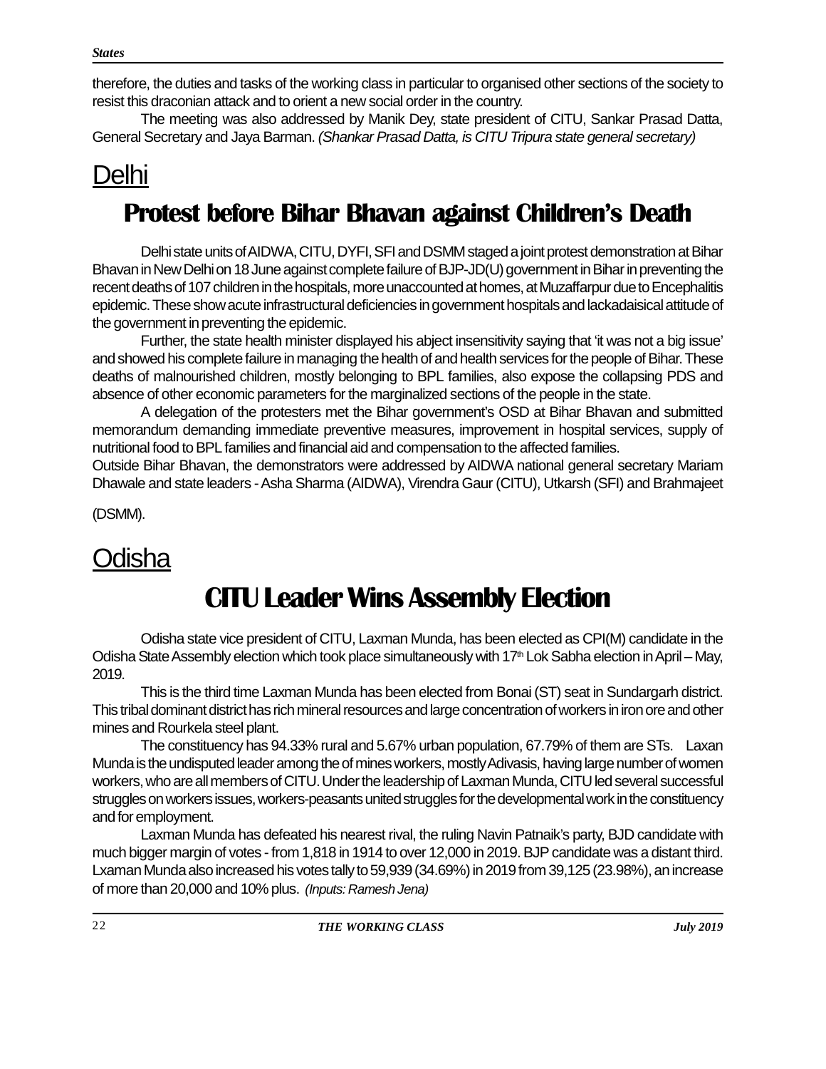therefore, the duties and tasks of the working class in particular to organised other sections of the society to resist this draconian attack and to orient a new social order in the country.

The meeting was also addressed by Manik Dey, state president of CITU, Sankar Prasad Datta, General Secretary and Jaya Barman. *(Shankar Prasad Datta, is CITU Tripura state general secretary)*

# Delhi

## Protest before Bihar Bhavan against Children's Death

Delhi state units of AIDWA, CITU, DYFI, SFI and DSMM staged a joint protest demonstration at Bihar Bhavan in New Delhi on 18 June against complete failure of BJP-JD(U) government in Bihar in preventing the recent deaths of 107 children in the hospitals, more unaccounted at homes, at Muzaffarpur due to Encephalitis epidemic. These show acute infrastructural deficiencies in government hospitals and lackadaisical attitude of the government in preventing the epidemic.

Further, the state health minister displayed his abject insensitivity saying that 'it was not a big issue' and showed his complete failure in managing the health of and health services for the people of Bihar. These deaths of malnourished children, mostly belonging to BPL families, also expose the collapsing PDS and absence of other economic parameters for the marginalized sections of the people in the state.

A delegation of the protesters met the Bihar government's OSD at Bihar Bhavan and submitted memorandum demanding immediate preventive measures, improvement in hospital services, supply of nutritional food to BPL families and financial aid and compensation to the affected families.

Outside Bihar Bhavan, the demonstrators were addressed by AIDWA national general secretary Mariam Dhawale and state leaders - Asha Sharma (AIDWA), Virendra Gaur (CITU), Utkarsh (SFI) and Brahmajeet (DSMM).

# Odisha

## CITU Leader Wins Assembly Election

Odisha state vice president of CITU, Laxman Munda, has been elected as CPI(M) candidate in the Odisha State Assembly election which took place simultaneously with 17th Lok Sabha election in April – May, 2019.

This is the third time Laxman Munda has been elected from Bonai (ST) seat in Sundargarh district. This tribal dominant district has rich mineral resources and large concentration of workers in iron ore and other mines and Rourkela steel plant.

The constituency has 94.33% rural and 5.67% urban population, 67.79% of them are STs. Laxan Munda is the undisputed leader among the of mines workers, mostly Adivasis, having large number of women workers, who are all members of CITU. Under the leadership of Laxman Munda, CITU led several successful struggles on workers issues, workers-peasants united struggles for the developmental work in the constituency and for employment.

Laxman Munda has defeated his nearest rival, the ruling Navin Patnaik's party, BJD candidate with much bigger margin of votes - from 1,818 in 1914 to over 12,000 in 2019. BJP candidate was a distant third. Lxaman Munda also increased his votes tally to 59,939 (34.69%) in 2019 from 39,125 (23.98%), an increase of more than 20,000 and 10% plus. *(Inputs: Ramesh Jena)*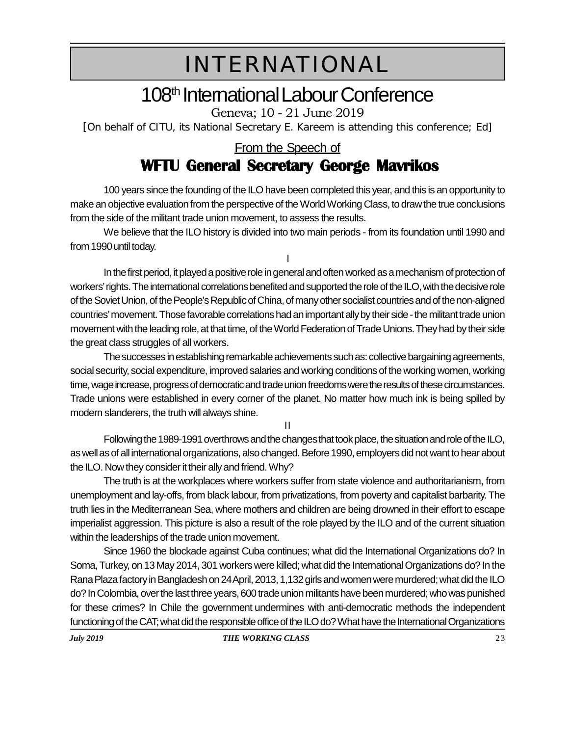# INTERNATIONAL

## 108th International Labour Conference

Geneva; 10 - 21 June 2019

[On behalf of CITU, its National Secretary E. Kareem is attending this conference; Ed]

From the Speech of

## WFTU General Secretary George Mavrikos

100 years since the founding of the ILO have been completed this year, and this is an opportunity to make an objective evaluation from the perspective of the World Working Class, to draw the true conclusions from the side of the militant trade union movement, to assess the results.

We believe that the ILO history is divided into two main periods - from its foundation until 1990 and from 1990 until today.

I

In the first period, it played a positive role in general and often worked as a mechanism of protection of workers' rights. The international correlations benefited and supported the role of the ILO, with the decisive role of the Soviet Union, of the People's Republic of China, of many other socialist countries and of the non-aligned countries' movement. Those favorable correlations had an important ally by their side - the militant trade union movement with the leading role, at that time, of the World Federation of Trade Unions. They had by their side the great class struggles of all workers.

The successes in establishing remarkable achievements such as: collective bargaining agreements, social security, social expenditure, improved salaries and working conditions of the working women, working time, wage increase, progress of democratic and trade union freedoms were the results of these circumstances. Trade unions were established in every corner of the planet. No matter how much ink is being spilled by modern slanderers, the truth will always shine.

II

Following the 1989-1991 overthrows and the changes that took place, the situation and role of the ILO, as well as of all international organizations, also changed. Before 1990, employers did not want to hear about the ILO. Now they consider it their ally and friend. Why?

The truth is at the workplaces where workers suffer from state violence and authoritarianism, from unemployment and lay-offs, from black labour, from privatizations, from poverty and capitalist barbarity. The truth lies in the Mediterranean Sea, where mothers and children are being drowned in their effort to escape imperialist aggression. This picture is also a result of the role played by the ILO and of the current situation within the leaderships of the trade union movement.

Since 1960 the blockade against Cuba continues; what did the International Organizations do? In Soma, Turkey, on 13 May 2014, 301 workers were killed; what did the International Organizations do? In the Rana Plaza factory in Bangladesh on 24 April, 2013, 1,132 girls and women were murdered; what did the ILO do? In Colombia, over the last three years, 600 trade union militants have been murdered; who was punished for these crimes? In Chile the government undermines with anti-democratic methods the independent functioning of the CAT; what did the responsible office of the ILO do? What have the International Organizations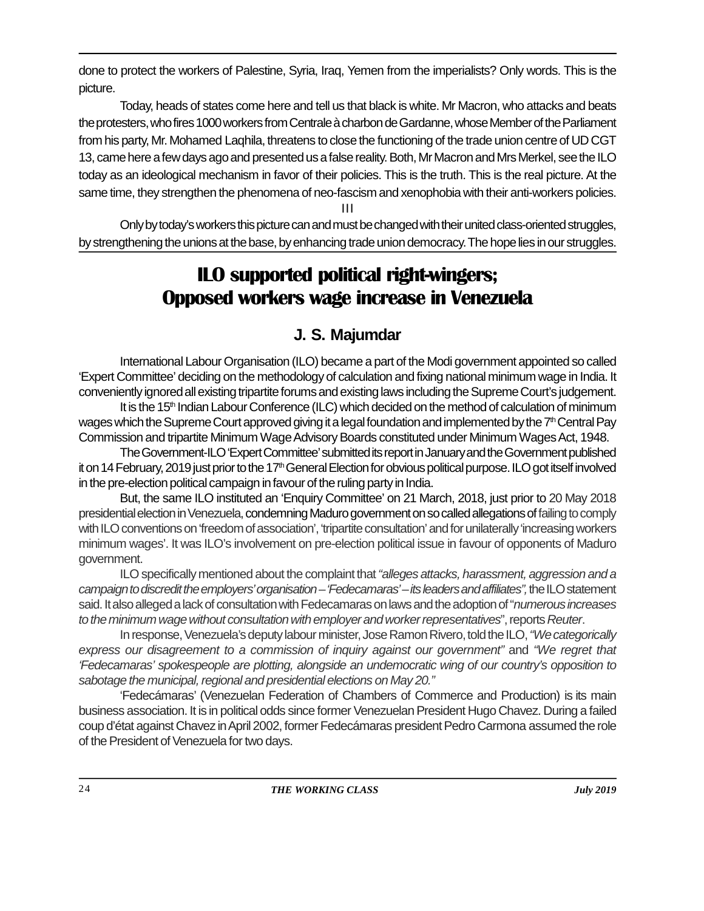done to protect the workers of Palestine, Syria, Iraq, Yemen from the imperialists? Only words. This is the picture.

Today, heads of states come here and tell us that black is white. Mr Macron, who attacks and beats the protesters, who fires 1000 workers from Centrale à charbon de Gardanne, whose Member of the Parliament from his party, Mr. Mohamed Laqhila, threatens to close the functioning of the trade union centre of UD CGT 13, came here a few days ago and presented us a false reality. Both, Mr Macron and Mrs Merkel, see the ILO today as an ideological mechanism in favor of their policies. This is the truth. This is the real picture. At the same time, they strengthen the phenomena of neo-fascism and xenophobia with their anti-workers policies.

III

Only by today's workers this picture can and must be changed with their united class-oriented struggles, by strengthening the unions at the base, by enhancing trade union democracy. The hope lies in our struggles.

# ILO supported political right-wingers; Opposed workers wage increase in Venezuela

## J. S. Majumdar

International Labour Organisation (ILO) became a part of the Modi government appointed so called 'Expert Committee' deciding on the methodology of calculation and fixing national minimum wage in India. It conveniently ignored all existing tripartite forums and existing laws including the Supreme Court's judgement.

It is the 15th Indian Labour Conference (ILC) which decided on the method of calculation of minimum wages which the Supreme Court approved giving it a legal foundation and implemented by the 7th Central Pay Commission and tripartite Minimum Wage Advisory Boards constituted under Minimum Wages Act, 1948.

The Government-ILO 'Expert Committee' submitted its report in January and the Government published it on 14 February, 2019 just prior to the 17th General Election for obvious political purpose. ILO got itself involved in the pre-election political campaign in favour of the ruling party in India.

But, the same ILO instituted an 'Enquiry Committee' on 21 March, 2018, just prior to 20 May 2018 presidential election in Venezuela, condemning Maduro government on so called allegations of failing to comply with ILO conventions on 'freedom of association', 'tripartite consultation' and for unilaterally 'increasing workers minimum wages'. It was ILO's involvement on pre-election political issue in favour of opponents of Maduro government.

ILO specifically mentioned about the complaint that *"alleges attacks, harassment, aggression and a campaign to discredit the employers' organisation – 'Fedecamaras' – its leaders and affiliates",* the ILO statement said. It also alleged a lack of consultation with Fedecamaras on laws and the adoption of "*numerous increases to the minimum wage without consultation with employer and worker representatives*", reports *Reuter*.

In response, Venezuela's deputy labour minister, Jose Ramon Rivero, told the ILO, *"We categorically express our disagreement to a commission of inquiry against our government"* and *"We regret that 'Fedecamaras' spokespeople are plotting, alongside an undemocratic wing of our country's opposition to sabotage the municipal, regional and presidential elections on May 20."*

'Fedecámaras' (Venezuelan Federation of Chambers of Commerce and Production) is its main business association. It is in political odds since former Venezuelan President Hugo Chavez. During a failed coup d'état against Chavez in April 2002, former Fedecámaras president Pedro Carmona assumed the role of the President of Venezuela for two days.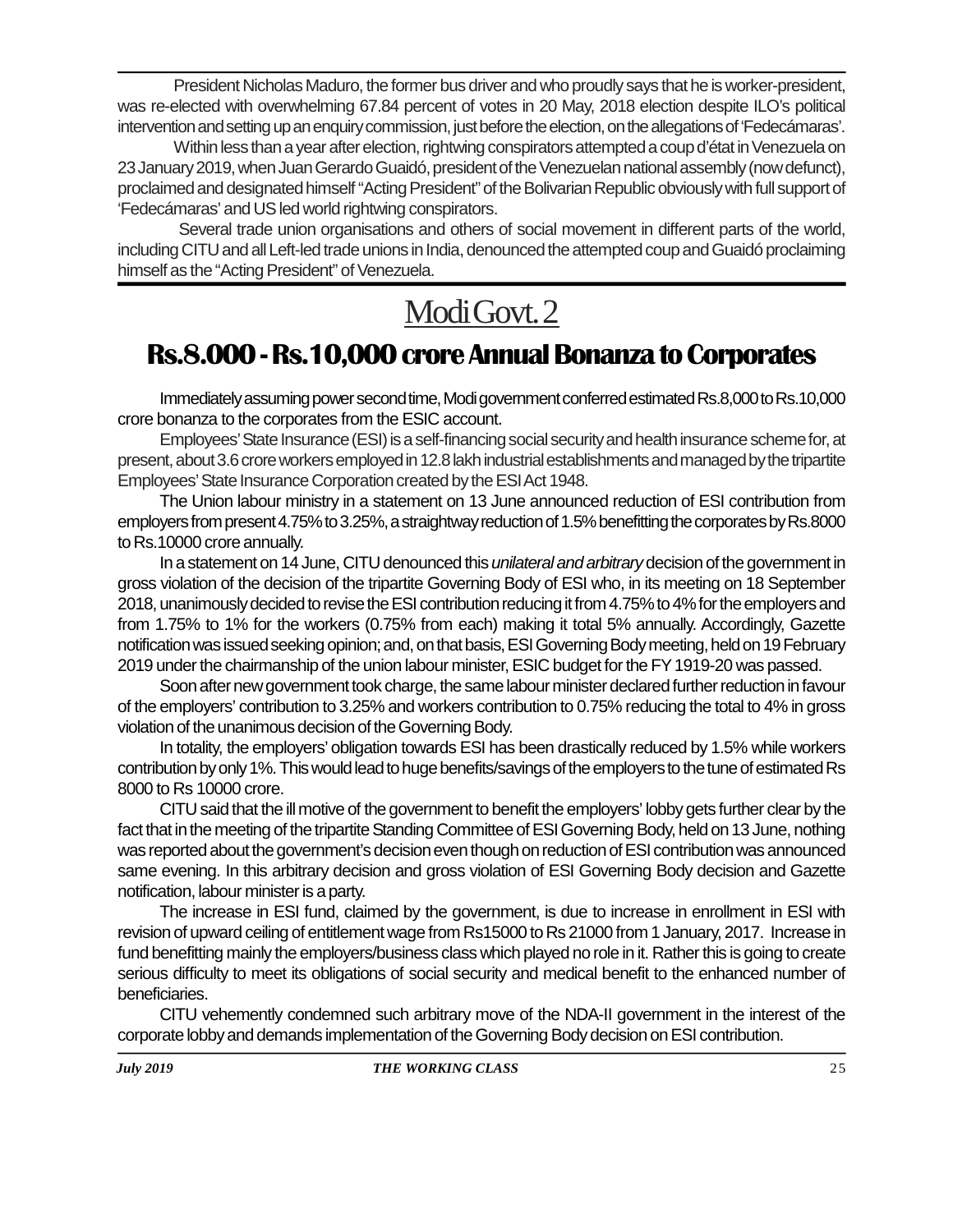President Nicholas Maduro, the former bus driver and who proudly says that he is worker-president, was re-elected with overwhelming 67.84 percent of votes in 20 May, 2018 election despite ILO's political intervention and setting up an enquiry commission, just before the election, on the allegations of 'Fedecámaras'.

Within less than a year after election, rightwing conspirators attempted a coup d'état in Venezuela on 23 January 2019, when Juan Gerardo Guaidó, president of the Venezuelan national assembly (now defunct), proclaimed and designated himself "Acting President" of the Bolivarian Republic obviously with full support of 'Fedecámaras' and US led world rightwing conspirators.

Several trade union organisations and others of social movement in different parts of the world, including CITU and all Left-led trade unions in India, denounced the attempted coup and Guaidó proclaiming himself as the "Acting President" of Venezuela.

## Modi Govt. 2

# Rs.8.000 - Rs.10,000 crore Annual Bonanza to Corporates

Immediately assuming power second time, Modi government conferred estimated Rs.8,000 to Rs.10,000 crore bonanza to the corporates from the ESIC account.

Employees' State Insurance (ESI) is a self-financing social security and health insurance scheme for, at present, about 3.6 crore workers employed in 12.8 lakh industrial establishments and managed by the tripartite Employees' State Insurance Corporation created by the ESI Act 1948.

The Union labour ministry in a statement on 13 June announced reduction of ESI contribution from employers from present 4.75% to 3.25%, a straightway reduction of 1.5% benefitting the corporates by Rs.8000 to Rs.10000 crore annually.

In a statement on 14 June, CITU denounced this *unilateral and arbitrary* decision of the government in gross violation of the decision of the tripartite Governing Body of ESI who, in its meeting on 18 September 2018, unanimously decided to revise the ESI contribution reducing it from 4.75% to 4% for the employers and from 1.75% to 1% for the workers (0.75% from each) making it total 5% annually. Accordingly, Gazette notification was issued seeking opinion; and, on that basis, ESI Governing Body meeting, held on 19 February 2019 under the chairmanship of the union labour minister, ESIC budget for the FY 1919-20 was passed.

Soon after new government took charge, the same labour minister declared further reduction in favour of the employers' contribution to 3.25% and workers contribution to 0.75% reducing the total to 4% in gross violation of the unanimous decision of the Governing Body.

In totality, the employers' obligation towards ESI has been drastically reduced by 1.5% while workers contribution by only 1%. This would lead to huge benefits/savings of the employers to the tune of estimated Rs 8000 to Rs 10000 crore.

CITU said that the ill motive of the government to benefit the employers' lobby gets further clear by the fact that in the meeting of the tripartite Standing Committee of ESI Governing Body, held on 13 June, nothing was reported about the government's decision even though on reduction of ESI contribution was announced same evening. In this arbitrary decision and gross violation of ESI Governing Body decision and Gazette notification, labour minister is a party.

The increase in ESI fund, claimed by the government, is due to increase in enrollment in ESI with revision of upward ceiling of entitlement wage from Rs15000 to Rs 21000 from 1 January, 2017. Increase in fund benefitting mainly the employers/business class which played no role in it. Rather this is going to create serious difficulty to meet its obligations of social security and medical benefit to the enhanced number of beneficiaries.

CITU vehemently condemned such arbitrary move of the NDA-II government in the interest of the corporate lobby and demands implementation of the Governing Body decision on ESI contribution.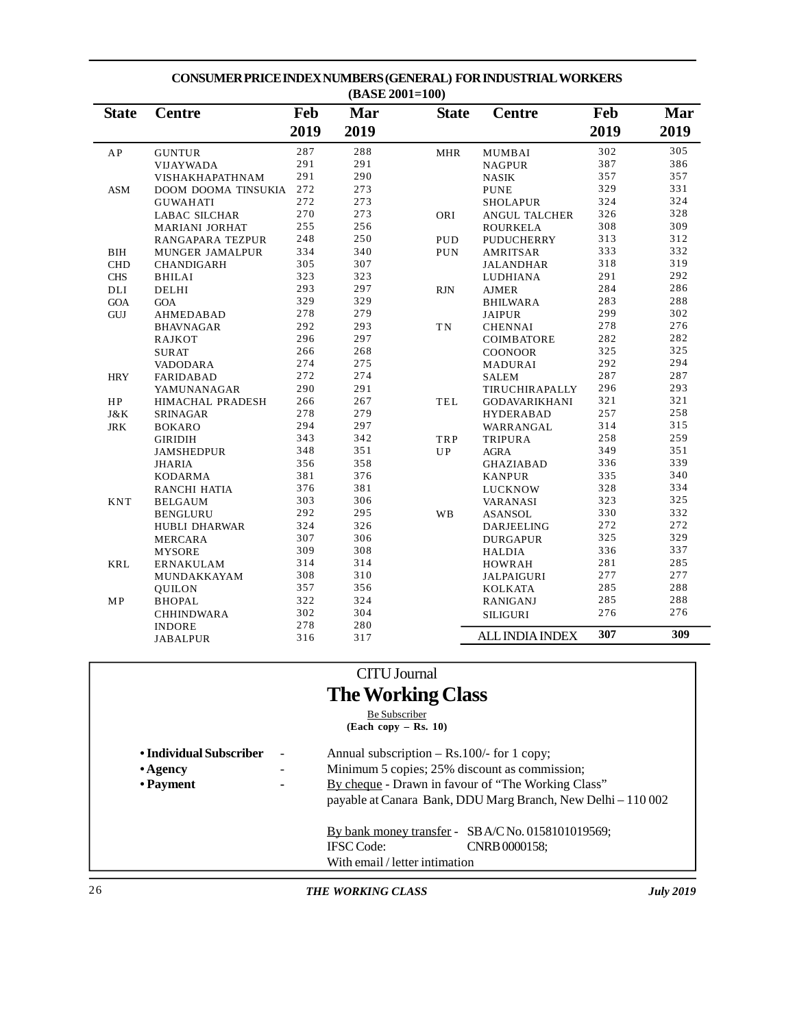## CONSUMER PRICE INDEX NUMBERS (GENERAL) FOR INDUSTRIAL WORKERS (BASE 2001=100)

| State | Centre | Feb 2019 | Mar 2019 |
|---|---|---|---|
| AP | GUNTUR | 287 | 288 |
| | VIJAYWADA | 291 | 291 |
| | VISHAKHAPATHNAM | 291 | 290 |
| ASM | DOOM DOOMA TINSUKIA | 272 | 273 |
| | GUWAHATI | 272 | 273 |
| | LABAC SILCHAR | 270 | 273 |
| | MARIANI JORHAT | 255 | 256 |
| | RANGAPARA TEZPUR | 248 | 250 |
| BIH | MUNGER JAMALPUR | 334 | 340 |
| CHD | CHANDIGARH | 305 | 307 |
| CHS | BHILAI | 323 | 323 |
| DLI | DELHI | 293 | 297 |
| GOA | GOA | 329 | 329 |
| GUJ | AHMEDABAD | 278 | 279 |
| | BHAVNAGAR | 292 | 293 |
| | RAJKOT | 296 | 297 |
| | SURAT | 266 | 268 |
| | VADODARA | 274 | 275 |
| HRY | FARIDABAD | 272 | 274 |
| | YAMUNANAGAR | 290 | 291 |
| HP | HIMACHAL PRADESH | 266 | 267 |
| J&K | SRINAGAR | 278 | 279 |
| JRK | BOKARO | 294 | 297 |
| | GIRIDIH | 343 | 342 |
| | JAMSHEDPUR | 348 | 351 |
| | JHARIA | 356 | 358 |
| | KODARMA | 381 | 376 |
| | RANCHI HATIA | 376 | 381 |
| KNT | BELGAUM | 303 | 306 |
| | BENGLURU | 292 | 295 |
| | HUBLI DHARWAR | 324 | 326 |
| | MERCARA | 307 | 306 |
| | MYSORE | 309 | 308 |
| KRL | ERNAKULAM | 314 | 314 |
| | MUNDAKKAYAM | 308 | 310 |
| | QUILON | 357 | 356 |
| MP | BHOPAL | 322 | 324 |
| | CHHINDWARA | 302 | 304 |
| | INDORE | 278 | 280 |
| | JABALPUR | 316 | 317 |
| MHR | MUMBAI | 302 | 305 |
| | NAGPUR | 387 | 386 |
| | NASIK | 357 | 357 |
| | PUNE | 329 | 331 |
| | SHOLAPUR | 324 | 324 |
| ORI | ANGUL TALCHER | 326 | 328 |
| | ROURKELA | 308 | 309 |
| PUD | PUDUCHERRY | 313 | 312 |
| PUN | AMRITSAR | 333 | 332 |
| | JALANDHAR | 318 | 319 |
| | LUDHIANA | 291 | 292 |
| RJN | AJMER | 284 | 286 |
| | BHILWARA | 283 | 288 |
| | JAIPUR | 299 | 302 |
| TN | CHENNAI | 278 | 276 |
| | COIMBATORE | 282 | 282 |
| | COONOOR | 325 | 325 |
| | MADURAI | 292 | 294 |
| | SALEM | 287 | 287 |
| | TIRUCHIRAPALLY | 296 | 293 |
| TEL | GODAVARIKHANI | 321 | 321 |
| | HYDERABAD | 257 | 258 |
| | WARRANGAL | 314 | 315 |
| TRP | TRIPURA | 258 | 259 |
| UP | AGRA | 349 | 351 |
| | GHAZIABAD | 336 | 339 |
| | KANPUR | 335 | 340 |
| | LUCKNOW | 328 | 334 |
| | VARANASI | 323 | 325 |
| WB | ASANSOL | 330 | 332 |
| | DARJEELING | 272 | 272 |
| | DURGAPUR | 325 | 329 |
| | HALDIA | 336 | 337 |
| | HOWRAH | 281 | 285 |
| | JALPAIGURI | 277 | 277 |
| | KOLKATA | 285 | 288 |
| | RANIGANJ | 285 | 288 |
| | SILIGURI | 276 | 276 |
| | **ALL INDIA INDEX** | **307** | **309** |

CITU Journal

## The Working Class

Be Subscriber

**(Each copy – Rs. 10)**

- **Individual Subscriber** - Annual subscription – Rs.100/- for 1 copy;
- **Agency** - Minimum 5 copies; 25% discount as commission;
- **Payment** - By cheque - Drawn in favour of "The Working Class" payable at Canara Bank, DDU Marg Branch, New Delhi – 110 002

  By bank money transfer - SB A/C No. 0158101019569;
  IFSC Code: CNRB 0000158;
  With email / letter intimation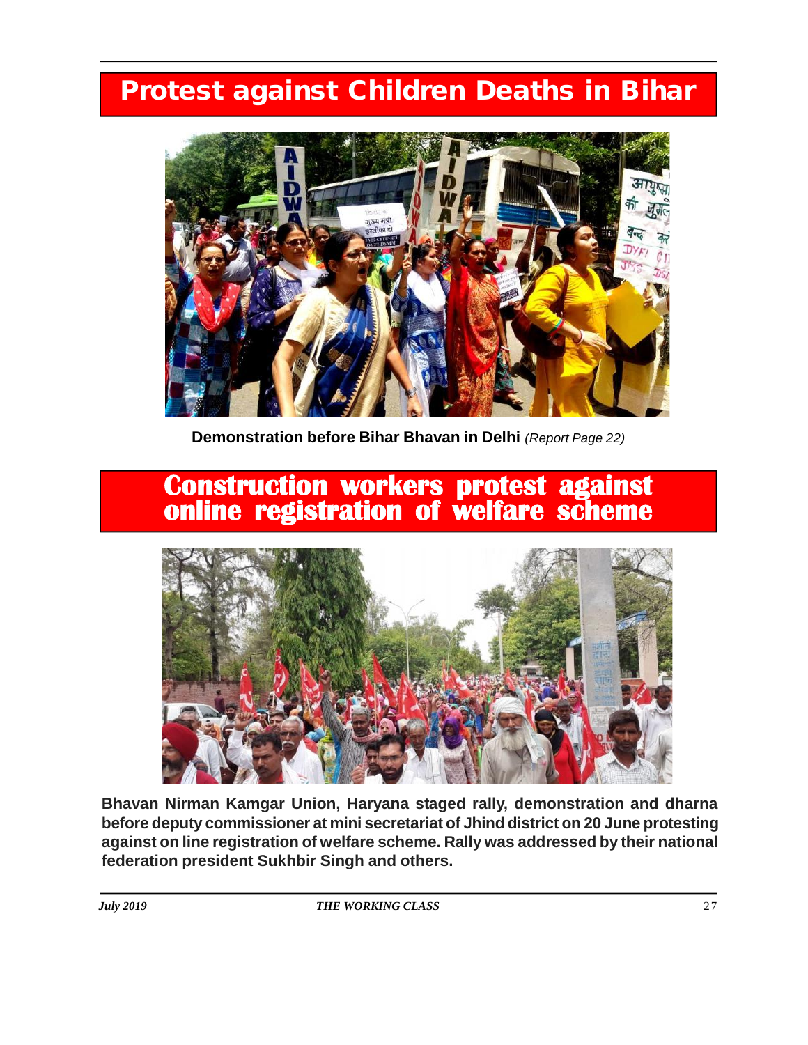# Protest against Children Deaths in Bihar

**Demonstration before Bihar Bhavan in Delhi** *(Report Page 22)*

# Construction workers protest against online registration of welfare scheme

**Bhavan Nirman Kamgar Union, Haryana staged rally, demonstration and dharna before deputy commissioner at mini secretariat of Jhind district on 20 June protesting against on line registration of welfare scheme. Rally was addressed by their national federation president Sukhbir Singh and others.**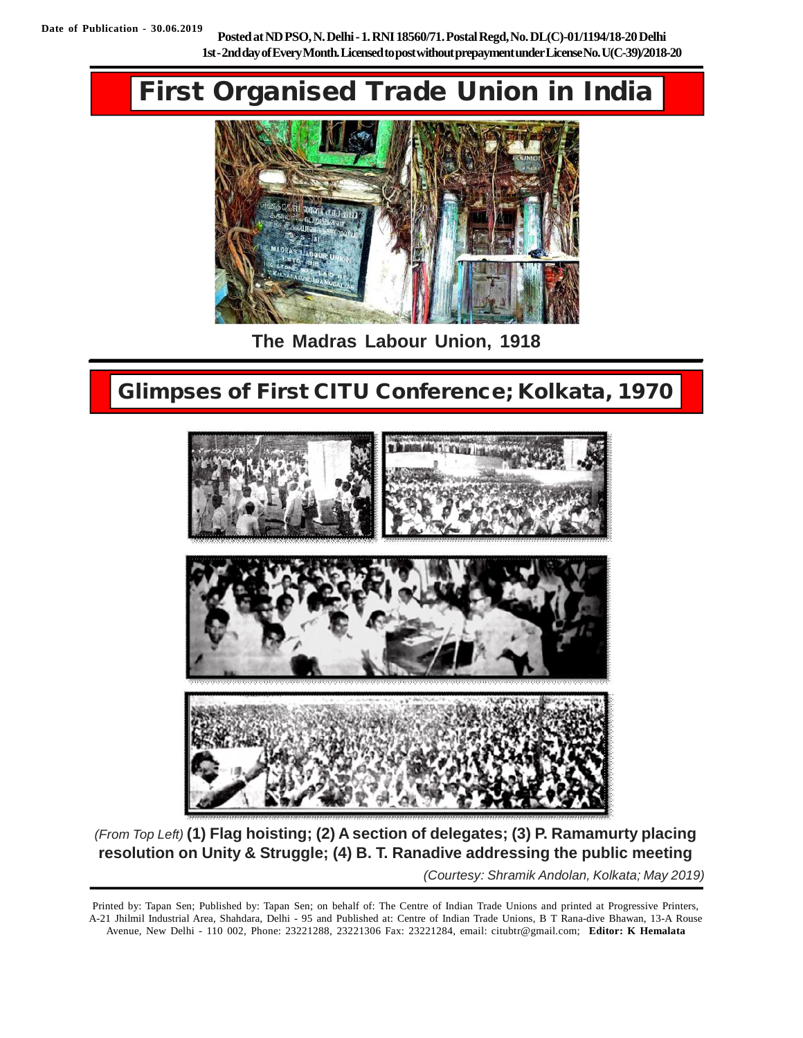Date of Publication - 30.06.2019

**Posted at ND PSO, N. Delhi - 1. RNI 18560/71. Postal Regd, No. DL(C)-01/1194/18-20 Delhi**
**1st - 2nd day of Every Month. Licensed to post without prepayment under License No. U(C-39)/2018-20**

# First Organised Trade Union in India

The Madras Labour Union, 1918

# Glimpses of First CITU Conference; Kolkata, 1970

*(From Top Left)* **(1) Flag hoisting; (2) A section of delegates; (3) P. Ramamurty placing resolution on Unity & Struggle; (4) B. T. Ranadive addressing the public meeting**

*(Courtesy: Shramik Andolan, Kolkata; May 2019)*

Printed by: Tapan Sen; Published by: Tapan Sen; on behalf of: The Centre of Indian Trade Unions and printed at Progressive Printers, A-21 Jhilmil Industrial Area, Shahdara, Delhi - 95 and Published at: Centre of Indian Trade Unions, B T Rana-dive Bhawan, 13-A Rouse Avenue, New Delhi - 110 002, Phone: 23221288, 23221306 Fax: 23221284, email: citubtr@gmail.com; **Editor: K Hemalata**